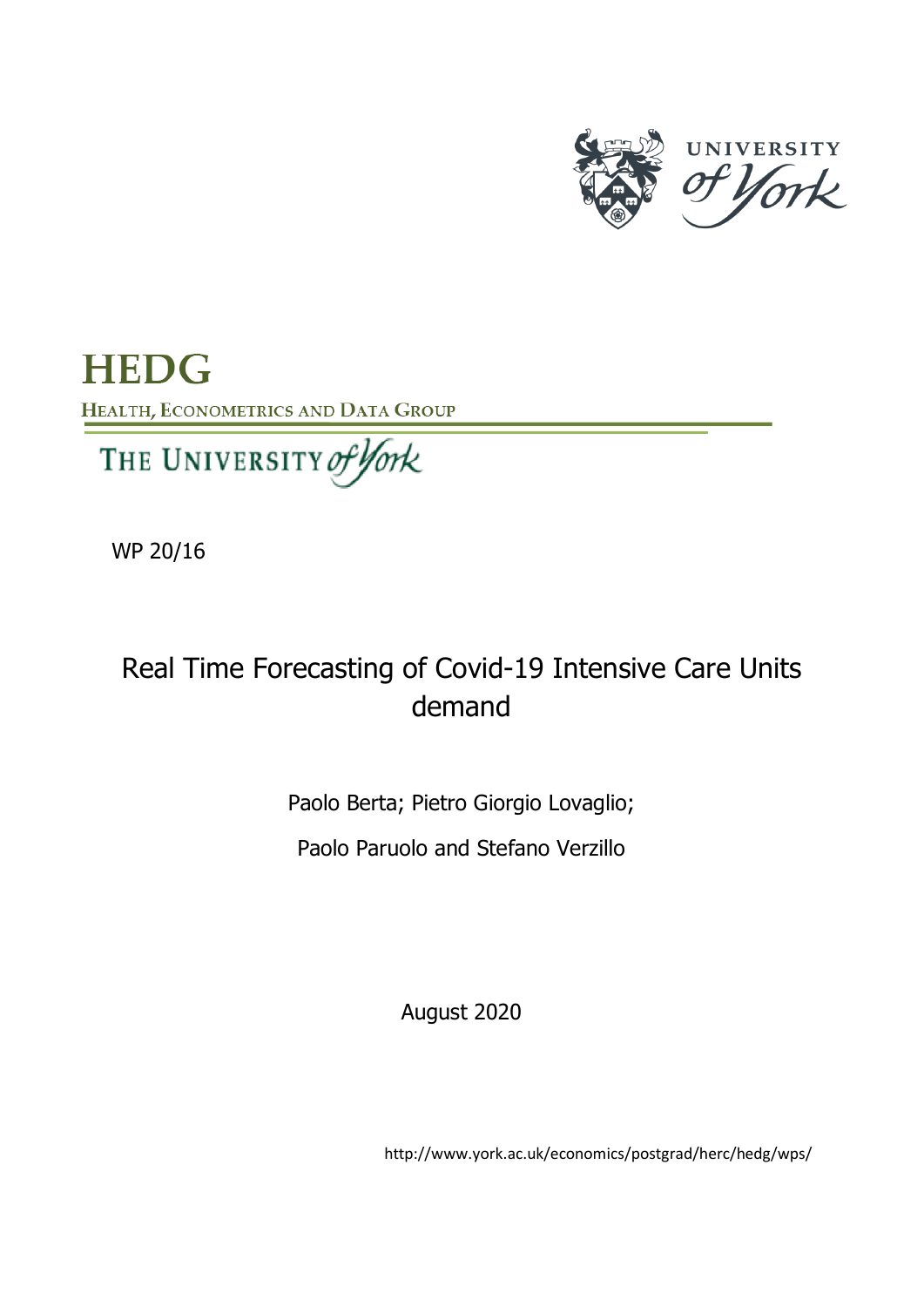UNIVERSITY *of York*

# HEDG

HEALTH, ECONOMETRICS AND DATA GROUP

THE UNIVERSITY *of York*

WP 20/16

## Real Time Forecasting of Covid-19 Intensive Care Units demand

Paolo Berta; Pietro Giorgio Lovaglio;

Paolo Paruolo and Stefano Verzillo

August 2020

http://www.york.ac.uk/economics/postgrad/herc/hedg/wps/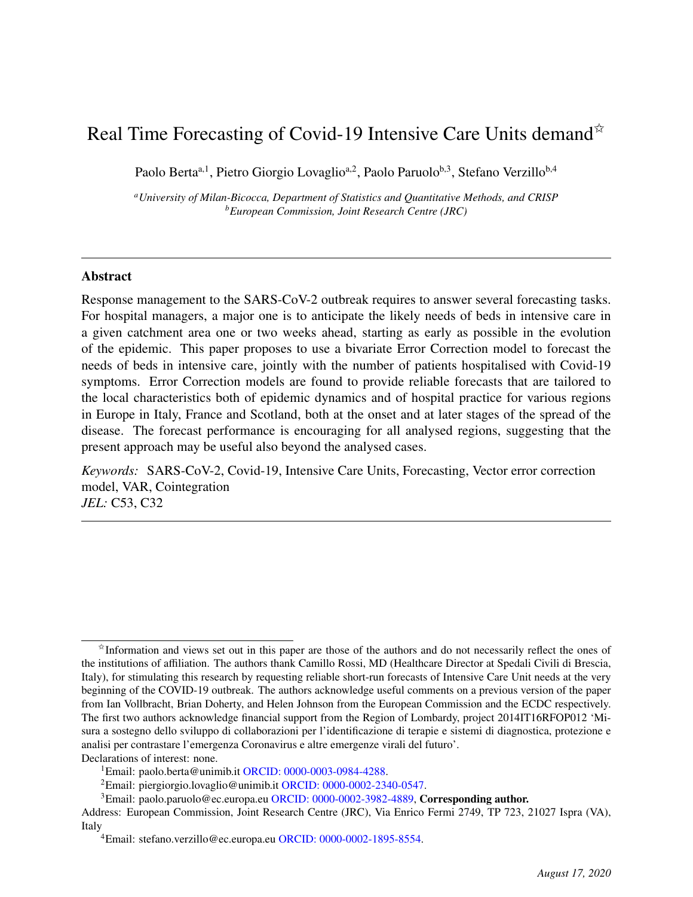# Real Time Forecasting of Covid-19 Intensive Care Units demand[☆]

Paolo Berta[a,1], Pietro Giorgio Lovaglio[a,2], Paolo Paruolo[b,3], Stefano Verzillo[b,4]

[a] *University of Milan-Bicocca, Department of Statistics and Quantitative Methods, and CRISP*
[b] *European Commission, Joint Research Centre (JRC)*

---

## Abstract

Response management to the SARS-CoV-2 outbreak requires to answer several forecasting tasks. For hospital managers, a major one is to anticipate the likely needs of beds in intensive care in a given catchment area one or two weeks ahead, starting as early as possible in the evolution of the epidemic. This paper proposes to use a bivariate Error Correction model to forecast the needs of beds in intensive care, jointly with the number of patients hospitalised with Covid-19 symptoms. Error Correction models are found to provide reliable forecasts that are tailored to the local characteristics both of epidemic dynamics and of hospital practice for various regions in Europe in Italy, France and Scotland, both at the onset and at later stages of the spread of the disease. The forecast performance is encouraging for all analysed regions, suggesting that the present approach may be useful also beyond the analysed cases.

*Keywords:* SARS-CoV-2, Covid-19, Intensive Care Units, Forecasting, Vector error correction model, VAR, Cointegration
*JEL:* C53, C32

---

[☆] Information and views set out in this paper are those of the authors and do not necessarily reflect the ones of the institutions of affiliation. The authors thank Camillo Rossi, MD (Healthcare Director at Spedali Civili di Brescia, Italy), for stimulating this research by requesting reliable short-run forecasts of Intensive Care Unit needs at the very beginning of the COVID-19 outbreak. The authors acknowledge useful comments on a previous version of the paper from Ian Vollbracht, Brian Doherty, and Helen Johnson from the European Commission and the ECDC respectively. The first two authors acknowledge financial support from the Region of Lombardy, project 2014IT16RFOP012 'Misura a sostegno dello sviluppo di collaborazioni per l'identificazione di terapie e sistemi di diagnostica, protezione e analisi per contrastare l'emergenza Coronavirus e altre emergenze virali del futuro'.
Declarations of interest: none.

[1] Email: paolo.berta@unimib.it ORCID: 0000-0003-0984-4288.

[2] Email: piergiorgio.lovaglio@unimib.it ORCID: 0000-0002-2340-0547.

[3] Email: paolo.paruolo@ec.europa.eu ORCID: 0000-0002-3982-4889, **Corresponding author.**
Address: European Commission, Joint Research Centre (JRC), Via Enrico Fermi 2749, TP 723, 21027 Ispra (VA), Italy

[4] Email: stefano.verzillo@ec.europa.eu ORCID: 0000-0002-1895-8554.

*August 17, 2020*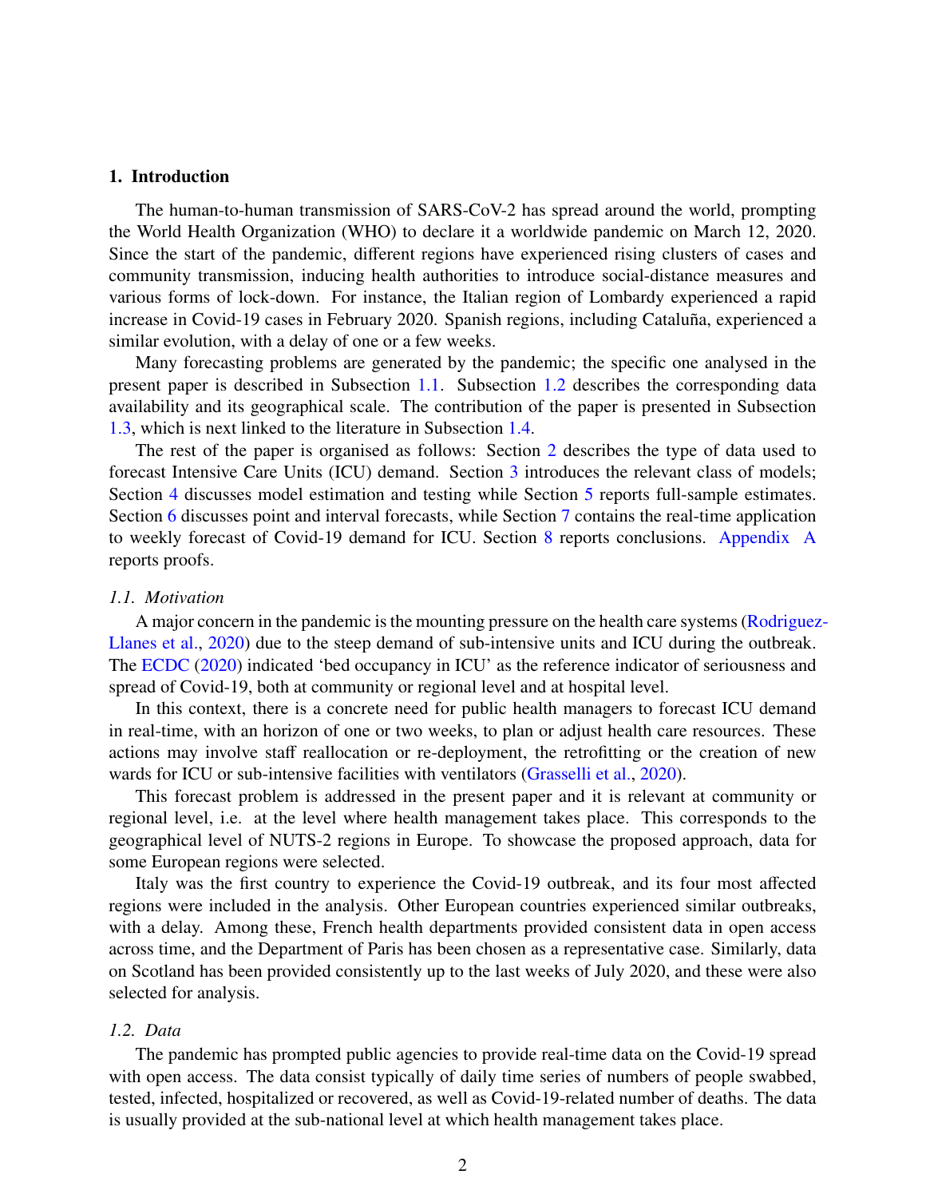## 1. Introduction

The human-to-human transmission of SARS-CoV-2 has spread around the world, prompting the World Health Organization (WHO) to declare it a worldwide pandemic on March 12, 2020. Since the start of the pandemic, different regions have experienced rising clusters of cases and community transmission, inducing health authorities to introduce social-distance measures and various forms of lock-down. For instance, the Italian region of Lombardy experienced a rapid increase in Covid-19 cases in February 2020. Spanish regions, including Cataluña, experienced a similar evolution, with a delay of one or a few weeks.

Many forecasting problems are generated by the pandemic; the specific one analysed in the present paper is described in Subsection 1.1. Subsection 1.2 describes the corresponding data availability and its geographical scale. The contribution of the paper is presented in Subsection 1.3, which is next linked to the literature in Subsection 1.4.

The rest of the paper is organised as follows: Section 2 describes the type of data used to forecast Intensive Care Units (ICU) demand. Section 3 introduces the relevant class of models; Section 4 discusses model estimation and testing while Section 5 reports full-sample estimates. Section 6 discusses point and interval forecasts, while Section 7 contains the real-time application to weekly forecast of Covid-19 demand for ICU. Section 8 reports conclusions. Appendix A reports proofs.

### 1.1. Motivation

A major concern in the pandemic is the mounting pressure on the health care systems (Rodriguez-Llanes et al., 2020) due to the steep demand of sub-intensive units and ICU during the outbreak. The ECDC (2020) indicated 'bed occupancy in ICU' as the reference indicator of seriousness and spread of Covid-19, both at community or regional level and at hospital level.

In this context, there is a concrete need for public health managers to forecast ICU demand in real-time, with an horizon of one or two weeks, to plan or adjust health care resources. These actions may involve staff reallocation or re-deployment, the retrofitting or the creation of new wards for ICU or sub-intensive facilities with ventilators (Grasselli et al., 2020).

This forecast problem is addressed in the present paper and it is relevant at community or regional level, i.e. at the level where health management takes place. This corresponds to the geographical level of NUTS-2 regions in Europe. To showcase the proposed approach, data for some European regions were selected.

Italy was the first country to experience the Covid-19 outbreak, and its four most affected regions were included in the analysis. Other European countries experienced similar outbreaks, with a delay. Among these, French health departments provided consistent data in open access across time, and the Department of Paris has been chosen as a representative case. Similarly, data on Scotland has been provided consistently up to the last weeks of July 2020, and these were also selected for analysis.

### 1.2. Data

The pandemic has prompted public agencies to provide real-time data on the Covid-19 spread with open access. The data consist typically of daily time series of numbers of people swabbed, tested, infected, hospitalized or recovered, as well as Covid-19-related number of deaths. The data is usually provided at the sub-national level at which health management takes place.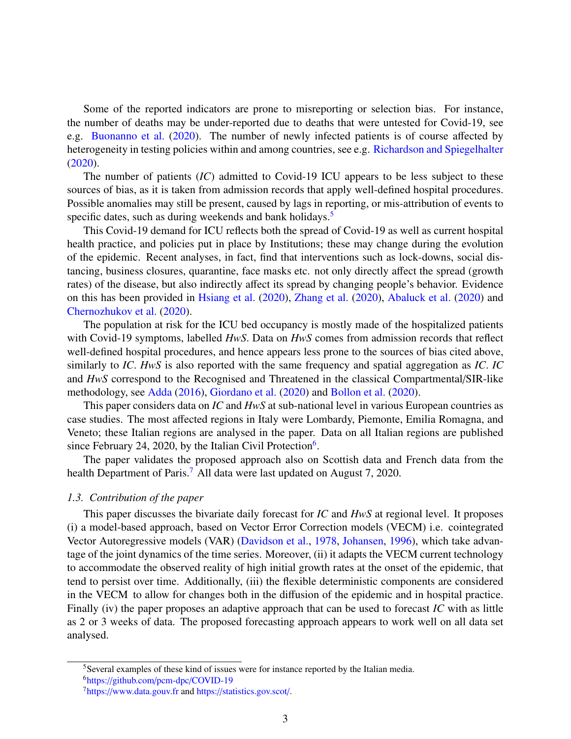Some of the reported indicators are prone to misreporting or selection bias. For instance, the number of deaths may be under-reported due to deaths that were untested for Covid-19, see e.g. Buonanno et al. (2020). The number of newly infected patients is of course affected by heterogeneity in testing policies within and among countries, see e.g. Richardson and Spiegelhalter (2020).

The number of patients (*IC*) admitted to Covid-19 ICU appears to be less subject to these sources of bias, as it is taken from admission records that apply well-defined hospital procedures. Possible anomalies may still be present, caused by lags in reporting, or mis-attribution of events to specific dates, such as during weekends and bank holidays.[5]

This Covid-19 demand for ICU reflects both the spread of Covid-19 as well as current hospital health practice, and policies put in place by Institutions; these may change during the evolution of the epidemic. Recent analyses, in fact, find that interventions such as lock-downs, social distancing, business closures, quarantine, face masks etc. not only directly affect the spread (growth rates) of the disease, but also indirectly affect its spread by changing people's behavior. Evidence on this has been provided in Hsiang et al. (2020), Zhang et al. (2020), Abaluck et al. (2020) and Chernozhukov et al. (2020).

The population at risk for the ICU bed occupancy is mostly made of the hospitalized patients with Covid-19 symptoms, labelled *HwS*. Data on *HwS* comes from admission records that reflect well-defined hospital procedures, and hence appears less prone to the sources of bias cited above, similarly to *IC*. *HwS* is also reported with the same frequency and spatial aggregation as *IC*. *IC* and *HwS* correspond to the Recognised and Threatened in the classical Compartmental/SIR-like methodology, see Adda (2016), Giordano et al. (2020) and Bollon et al. (2020).

This paper considers data on *IC* and *HwS* at sub-national level in various European countries as case studies. The most affected regions in Italy were Lombardy, Piemonte, Emilia Romagna, and Veneto; these Italian regions are analysed in the paper. Data on all Italian regions are published since February 24, 2020, by the Italian Civil Protection[6].

The paper validates the proposed approach also on Scottish data and French data from the health Department of Paris.[7] All data were last updated on August 7, 2020.

### *1.3. Contribution of the paper*

This paper discusses the bivariate daily forecast for *IC* and *HwS* at regional level. It proposes (i) a model-based approach, based on Vector Error Correction models (VECM) i.e. cointegrated Vector Autoregressive models (VAR) (Davidson et al., 1978, Johansen, 1996), which take advantage of the joint dynamics of the time series. Moreover, (ii) it adapts the VECM current technology to accommodate the observed reality of high initial growth rates at the onset of the epidemic, that tend to persist over time. Additionally, (iii) the flexible deterministic components are considered in the VECM to allow for changes both in the diffusion of the epidemic and in hospital practice. Finally (iv) the paper proposes an adaptive approach that can be used to forecast *IC* with as little as 2 or 3 weeks of data. The proposed forecasting approach appears to work well on all data set analysed.

---

[5] Several examples of these kind of issues were for instance reported by the Italian media.

[6] https://github.com/pcm-dpc/COVID-19

[7] https://www.data.gouv.fr and https://statistics.gov.scot/.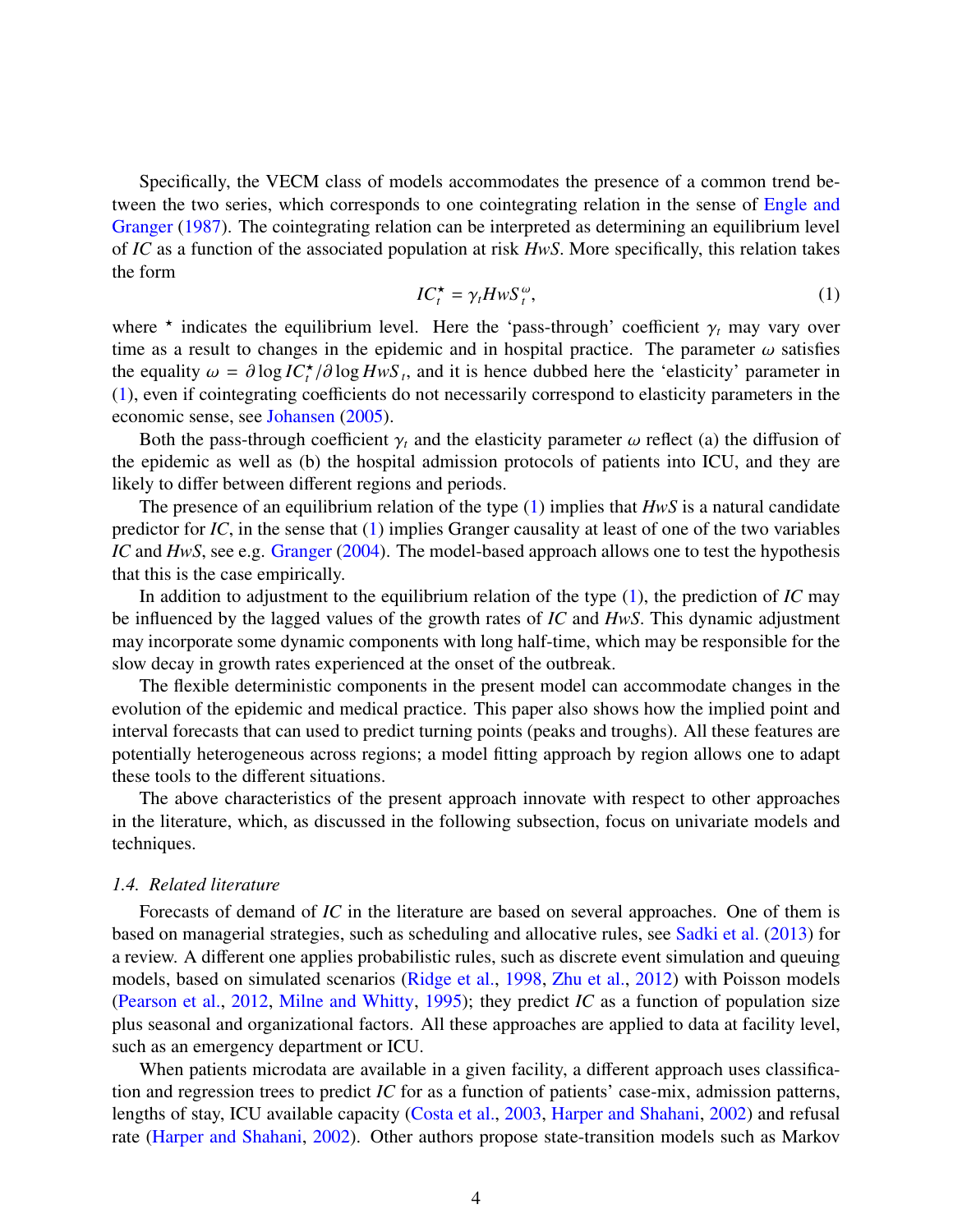Specifically, the VECM class of models accommodates the presence of a common trend between the two series, which corresponds to one cointegrating relation in the sense of Engle and Granger (1987). The cointegrating relation can be interpreted as determining an equilibrium level of *IC* as a function of the associated population at risk *HwS*. More specifically, this relation takes the form

$$IC^{\star}_{t} = \gamma_t HwS_t^{\,\omega}, \tag{1}$$

where $^{\star}$ indicates the equilibrium level. Here the 'pass-through' coefficient $\gamma_t$ may vary over time as a result to changes in the epidemic and in hospital practice. The parameter $\omega$ satisfies the equality $\omega = \partial \log IC^{\star}_t / \partial \log HwS_t$, and it is hence dubbed here the 'elasticity' parameter in (1), even if cointegrating coefficients do not necessarily correspond to elasticity parameters in the economic sense, see Johansen (2005).

Both the pass-through coefficient $\gamma_t$ and the elasticity parameter $\omega$ reflect (a) the diffusion of the epidemic as well as (b) the hospital admission protocols of patients into ICU, and they are likely to differ between different regions and periods.

The presence of an equilibrium relation of the type (1) implies that *HwS* is a natural candidate predictor for *IC*, in the sense that (1) implies Granger causality at least of one of the two variables *IC* and *HwS*, see e.g. Granger (2004). The model-based approach allows one to test the hypothesis that this is the case empirically.

In addition to adjustment to the equilibrium relation of the type (1), the prediction of *IC* may be influenced by the lagged values of the growth rates of *IC* and *HwS*. This dynamic adjustment may incorporate some dynamic components with long half-time, which may be responsible for the slow decay in growth rates experienced at the onset of the outbreak.

The flexible deterministic components in the present model can accommodate changes in the evolution of the epidemic and medical practice. This paper also shows how the implied point and interval forecasts that can used to predict turning points (peaks and troughs). All these features are potentially heterogeneous across regions; a model fitting approach by region allows one to adapt these tools to the different situations.

The above characteristics of the present approach innovate with respect to other approaches in the literature, which, as discussed in the following subsection, focus on univariate models and techniques.

### *1.4. Related literature*

Forecasts of demand of *IC* in the literature are based on several approaches. One of them is based on managerial strategies, such as scheduling and allocative rules, see Sadki et al. (2013) for a review. A different one applies probabilistic rules, such as discrete event simulation and queuing models, based on simulated scenarios (Ridge et al., 1998, Zhu et al., 2012) with Poisson models (Pearson et al., 2012, Milne and Whitty, 1995); they predict *IC* as a function of population size plus seasonal and organizational factors. All these approaches are applied to data at facility level, such as an emergency department or ICU.

When patients microdata are available in a given facility, a different approach uses classification and regression trees to predict *IC* for as a function of patients' case-mix, admission patterns, lengths of stay, ICU available capacity (Costa et al., 2003, Harper and Shahani, 2002) and refusal rate (Harper and Shahani, 2002). Other authors propose state-transition models such as Markov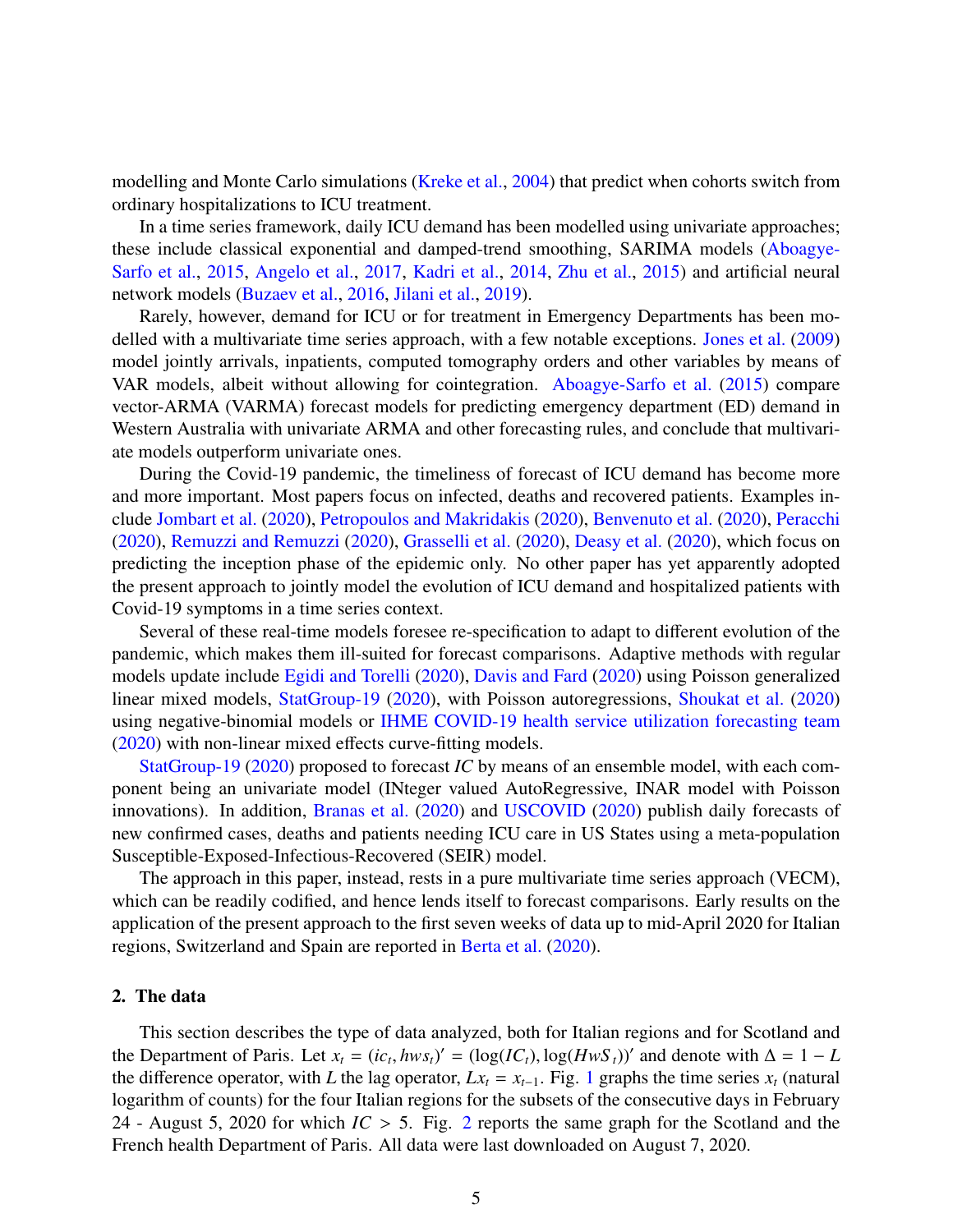modelling and Monte Carlo simulations (Kreke et al., 2004) that predict when cohorts switch from ordinary hospitalizations to ICU treatment.

In a time series framework, daily ICU demand has been modelled using univariate approaches; these include classical exponential and damped-trend smoothing, SARIMA models (Aboagye-Sarfo et al., 2015, Angelo et al., 2017, Kadri et al., 2014, Zhu et al., 2015) and artificial neural network models (Buzaev et al., 2016, Jilani et al., 2019).

Rarely, however, demand for ICU or for treatment in Emergency Departments has been modelled with a multivariate time series approach, with a few notable exceptions. Jones et al. (2009) model jointly arrivals, inpatients, computed tomography orders and other variables by means of VAR models, albeit without allowing for cointegration. Aboagye-Sarfo et al. (2015) compare vector-ARMA (VARMA) forecast models for predicting emergency department (ED) demand in Western Australia with univariate ARMA and other forecasting rules, and conclude that multivariate models outperform univariate ones.

During the Covid-19 pandemic, the timeliness of forecast of ICU demand has become more and more important. Most papers focus on infected, deaths and recovered patients. Examples include Jombart et al. (2020), Petropoulos and Makridakis (2020), Benvenuto et al. (2020), Peracchi (2020), Remuzzi and Remuzzi (2020), Grasselli et al. (2020), Deasy et al. (2020), which focus on predicting the inception phase of the epidemic only. No other paper has yet apparently adopted the present approach to jointly model the evolution of ICU demand and hospitalized patients with Covid-19 symptoms in a time series context.

Several of these real-time models foresee re-specification to adapt to different evolution of the pandemic, which makes them ill-suited for forecast comparisons. Adaptive methods with regular models update include Egidi and Torelli (2020), Davis and Fard (2020) using Poisson generalized linear mixed models, StatGroup-19 (2020), with Poisson autoregressions, Shoukat et al. (2020) using negative-binomial models or IHME COVID-19 health service utilization forecasting team (2020) with non-linear mixed effects curve-fitting models.

StatGroup-19 (2020) proposed to forecast *IC* by means of an ensemble model, with each component being an univariate model (INteger valued AutoRegressive, INAR model with Poisson innovations). In addition, Branas et al. (2020) and USCOVID (2020) publish daily forecasts of new confirmed cases, deaths and patients needing ICU care in US States using a meta-population Susceptible-Exposed-Infectious-Recovered (SEIR) model.

The approach in this paper, instead, rests in a pure multivariate time series approach (VECM), which can be readily codified, and hence lends itself to forecast comparisons. Early results on the application of the present approach to the first seven weeks of data up to mid-April 2020 for Italian regions, Switzerland and Spain are reported in Berta et al. (2020).

## 2. The data

This section describes the type of data analyzed, both for Italian regions and for Scotland and the Department of Paris. Let $x_t = (ic_t, hws_t)' = (\log(IC_t), \log(HwS_t))'$ and denote with $\Delta = 1 - L$ the difference operator, with $L$ the lag operator, $Lx_t = x_{t-1}$. Fig. 1 graphs the time series $x_t$ (natural logarithm of counts) for the four Italian regions for the subsets of the consecutive days in February 24 - August 5, 2020 for which $IC > 5$. Fig. 2 reports the same graph for the Scotland and the French health Department of Paris. All data were last downloaded on August 7, 2020.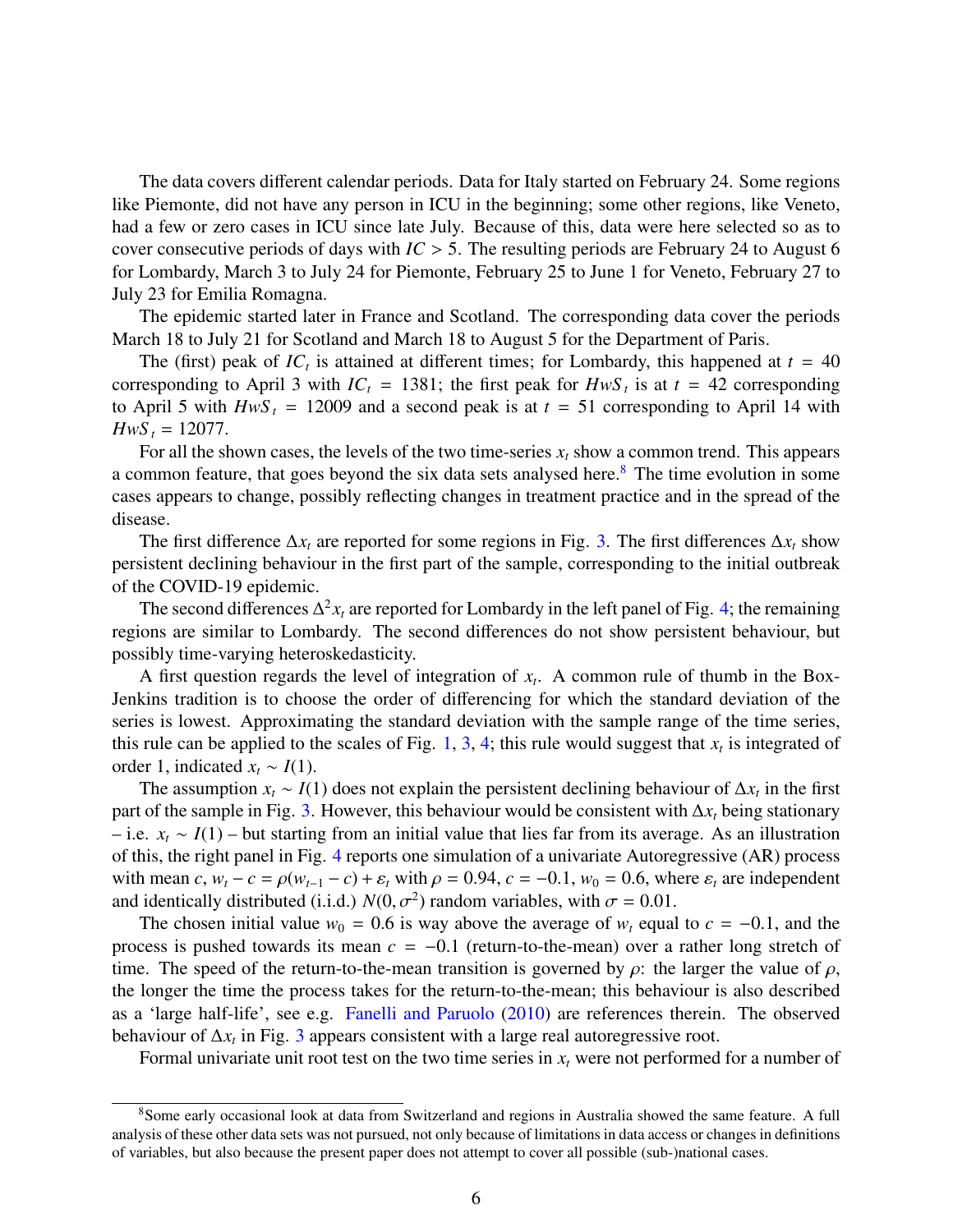The data covers different calendar periods. Data for Italy started on February 24. Some regions like Piemonte, did not have any person in ICU in the beginning; some other regions, like Veneto, had a few or zero cases in ICU since late July. Because of this, data were here selected so as to cover consecutive periods of days with $IC > 5$. The resulting periods are February 24 to August 6 for Lombardy, March 3 to July 24 for Piemonte, February 25 to June 1 for Veneto, February 27 to July 23 for Emilia Romagna.

The epidemic started later in France and Scotland. The corresponding data cover the periods March 18 to July 21 for Scotland and March 18 to August 5 for the Department of Paris.

The (first) peak of $IC_t$ is attained at different times; for Lombardy, this happened at $t = 40$ corresponding to April 3 with $IC_t = 1381$; the first peak for $HwS_t$ is at $t = 42$ corresponding to April 5 with $HwS_t = 12009$ and a second peak is at $t = 51$ corresponding to April 14 with $HwS_t = 12077$.

For all the shown cases, the levels of the two time-series $x_t$ show a common trend. This appears a common feature, that goes beyond the six data sets analysed here.[8] The time evolution in some cases appears to change, possibly reflecting changes in treatment practice and in the spread of the disease.

The first difference $\Delta x_t$ are reported for some regions in Fig. 3. The first differences $\Delta x_t$ show persistent declining behaviour in the first part of the sample, corresponding to the initial outbreak of the COVID-19 epidemic.

The second differences $\Delta^2 x_t$ are reported for Lombardy in the left panel of Fig. 4; the remaining regions are similar to Lombardy. The second differences do not show persistent behaviour, but possibly time-varying heteroskedasticity.

A first question regards the level of integration of $x_t$. A common rule of thumb in the Box-Jenkins tradition is to choose the order of differencing for which the standard deviation of the series is lowest. Approximating the standard deviation with the sample range of the time series, this rule can be applied to the scales of Fig. 1, 3, 4; this rule would suggest that $x_t$ is integrated of order 1, indicated $x_t \sim I(1)$.

The assumption $x_t \sim I(1)$ does not explain the persistent declining behaviour of $\Delta x_t$ in the first part of the sample in Fig. 3. However, this behaviour would be consistent with $\Delta x_t$ being stationary – i.e. $x_t \sim I(1)$ – but starting from an initial value that lies far from its average. As an illustration of this, the right panel in Fig. 4 reports one simulation of a univariate Autoregressive (AR) process with mean $c$, $w_t - c = \rho(w_{t-1} - c) + \varepsilon_t$ with $\rho = 0.94$, $c = -0.1$, $w_0 = 0.6$, where $\varepsilon_t$ are independent and identically distributed (i.i.d.) $N(0, \sigma^2)$ random variables, with $\sigma = 0.01$.

The chosen initial value $w_0 = 0.6$ is way above the average of $w_t$ equal to $c = -0.1$, and the process is pushed towards its mean $c = -0.1$ (return-to-the-mean) over a rather long stretch of time. The speed of the return-to-the-mean transition is governed by $\rho$: the larger the value of $\rho$, the longer the time the process takes for the return-to-the-mean; this behaviour is also described as a 'large half-life', see e.g. Fanelli and Paruolo (2010) are references therein. The observed behaviour of $\Delta x_t$ in Fig. 3 appears consistent with a large real autoregressive root.

Formal univariate unit root test on the two time series in $x_t$ were not performed for a number of

[8] Some early occasional look at data from Switzerland and regions in Australia showed the same feature. A full analysis of these other data sets was not pursued, not only because of limitations in data access or changes in definitions of variables, but also because the present paper does not attempt to cover all possible (sub-)national cases.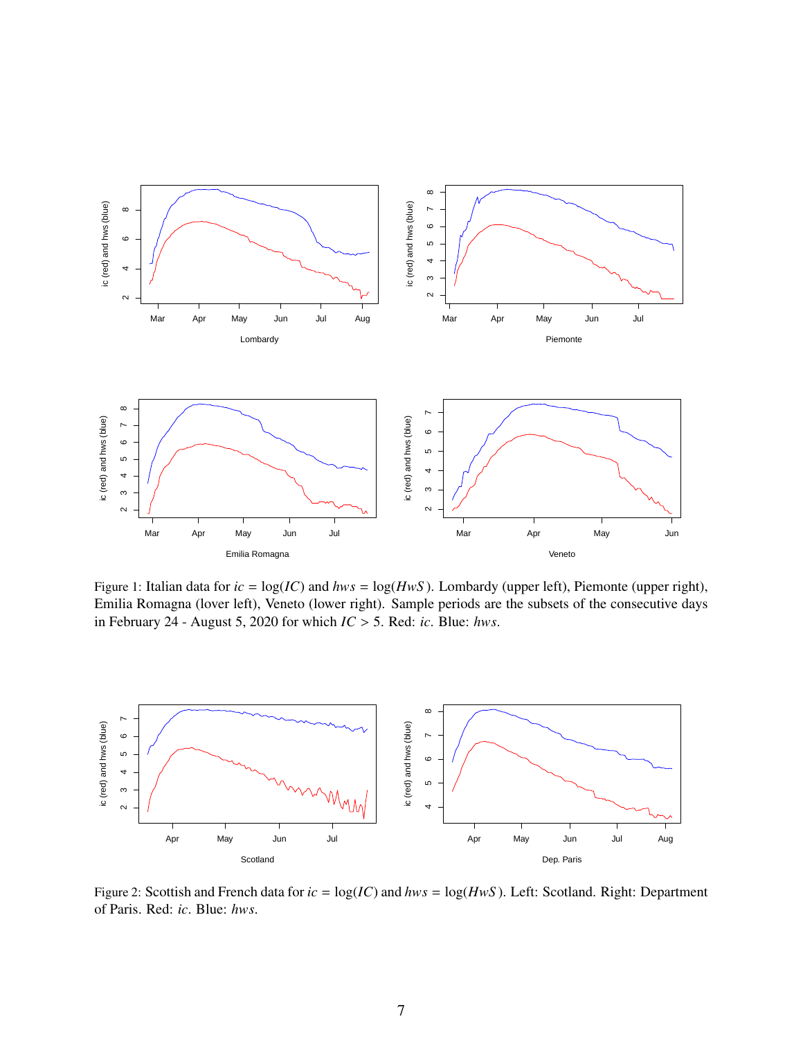Figure 1: Italian data for $ic = \log(IC)$ and $hws = \log(HwS)$. Lombardy (upper left), Piemonte (upper right), Emilia Romagna (lover left), Veneto (lower right). Sample periods are the subsets of the consecutive days in February 24 - August 5, 2020 for which $IC > 5$. Red: $ic$. Blue: $hws$.

Figure 2: Scottish and French data for $ic = \log(IC)$ and $hws = \log(HwS)$. Left: Scotland. Right: Department of Paris. Red: $ic$. Blue: $hws$.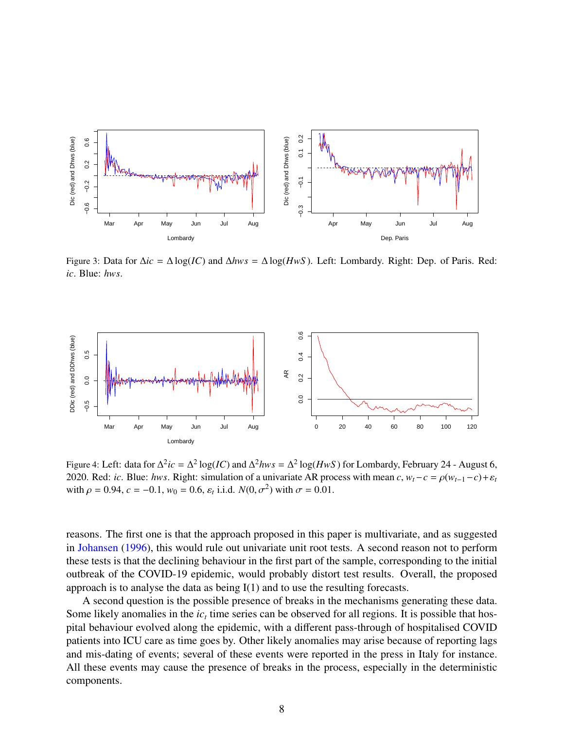Figure 3: Data for $\Delta ic = \Delta \log(IC)$ and $\Delta hws = \Delta \log(HwS)$. Left: Lombardy. Right: Dep. of Paris. Red: $ic$. Blue: $hws$.

Figure 4: Left: data for $\Delta^2 ic = \Delta^2 \log(IC)$ and $\Delta^2 hws = \Delta^2 \log(HwS)$ for Lombardy, February 24 - August 6, 2020. Red: $ic$. Blue: $hws$. Right: simulation of a univariate AR process with mean $c$, $w_t - c = \rho(w_{t-1} - c) + \varepsilon_t$ with $\rho = 0.94$, $c = -0.1$, $w_0 = 0.6$, $\varepsilon_t$ i.i.d. $N(0, \sigma^2)$ with $\sigma = 0.01$.

reasons. The first one is that the approach proposed in this paper is multivariate, and as suggested in Johansen (1996), this would rule out univariate unit root tests. A second reason not to perform these tests is that the declining behaviour in the first part of the sample, corresponding to the initial outbreak of the COVID-19 epidemic, would probably distort test results. Overall, the proposed approach is to analyse the data as being I(1) and to use the resulting forecasts.

A second question is the possible presence of breaks in the mechanisms generating these data. Some likely anomalies in the $ic_t$ time series can be observed for all regions. It is possible that hospital behaviour evolved along the epidemic, with a different pass-through of hospitalised COVID patients into ICU care as time goes by. Other likely anomalies may arise because of reporting lags and mis-dating of events; several of these events were reported in the press in Italy for instance. All these events may cause the presence of breaks in the process, especially in the deterministic components.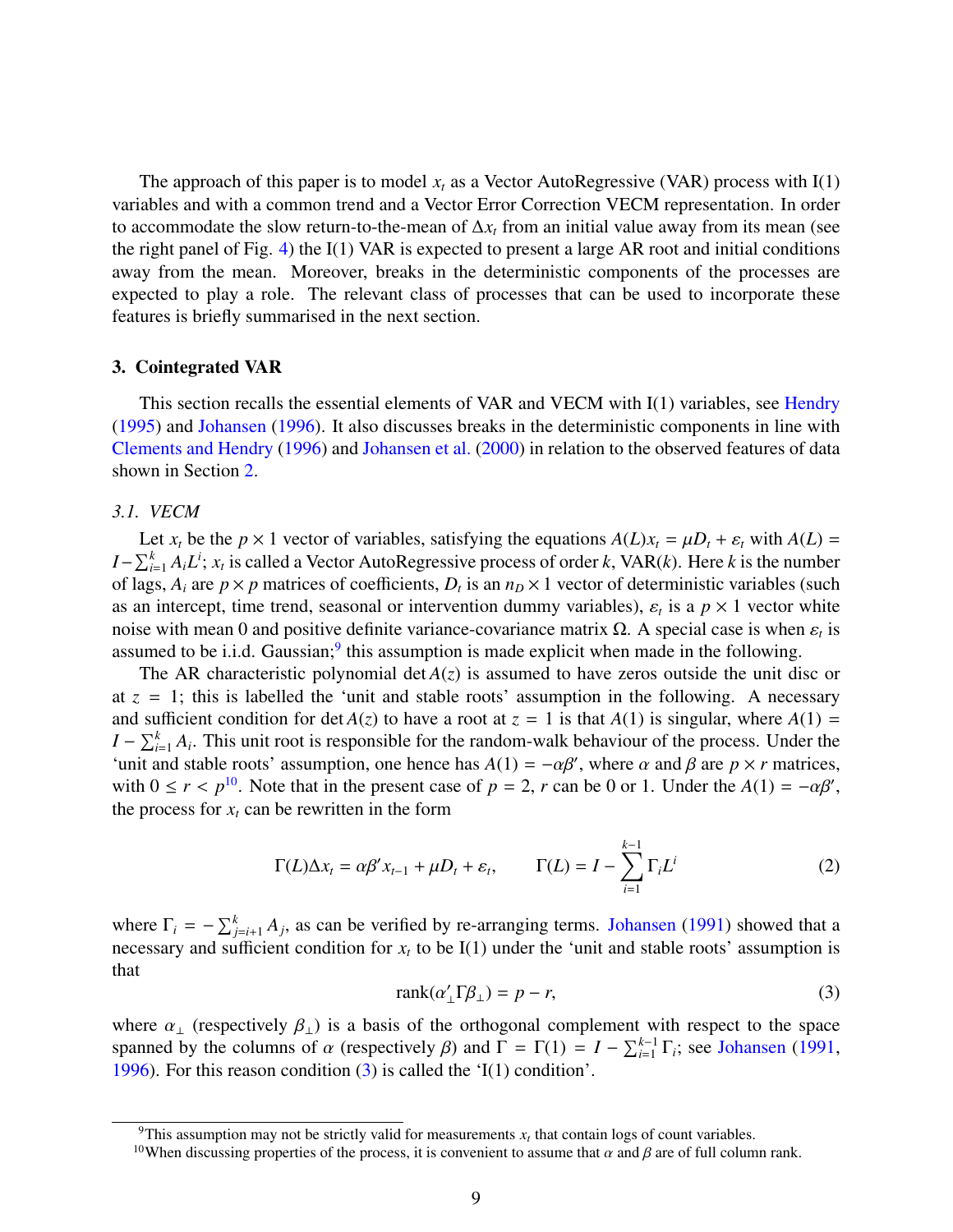The approach of this paper is to model $x_t$ as a Vector AutoRegressive (VAR) process with I(1) variables and with a common trend and a Vector Error Correction VECM representation. In order to accommodate the slow return-to-the-mean of $\Delta x_t$ from an initial value away from its mean (see the right panel of Fig. 4) the I(1) VAR is expected to present a large AR root and initial conditions away from the mean. Moreover, breaks in the deterministic components of the processes are expected to play a role. The relevant class of processes that can be used to incorporate these features is briefly summarised in the next section.

## 3. Cointegrated VAR

This section recalls the essential elements of VAR and VECM with I(1) variables, see Hendry (1995) and Johansen (1996). It also discusses breaks in the deterministic components in line with Clements and Hendry (1996) and Johansen et al. (2000) in relation to the observed features of data shown in Section 2.

### *3.1. VECM*

Let $x_t$ be the $p \times 1$ vector of variables, satisfying the equations $A(L)x_t = \mu D_t + \varepsilon_t$ with $A(L) = I - \sum_{i=1}^{k} A_i L^i$; $x_t$ is called a Vector AutoRegressive process of order $k$, VAR($k$). Here $k$ is the number of lags, $A_i$ are $p \times p$ matrices of coefficients, $D_t$ is an $n_D \times 1$ vector of deterministic variables (such as an intercept, time trend, seasonal or intervention dummy variables), $\varepsilon_t$ is a $p \times 1$ vector white noise with mean 0 and positive definite variance-covariance matrix $\Omega$. A special case is when $\varepsilon_t$ is assumed to be i.i.d. Gaussian;[9] this assumption is made explicit when made in the following.

The AR characteristic polynomial $\det A(z)$ is assumed to have zeros outside the unit disc or at $z = 1$; this is labelled the 'unit and stable roots' assumption in the following. A necessary and sufficient condition for $\det A(z)$ to have a root at $z = 1$ is that $A(1)$ is singular, where $A(1) = I - \sum_{i=1}^{k} A_i$. This unit root is responsible for the random-walk behaviour of the process. Under the 'unit and stable roots' assumption, one hence has $A(1) = -\alpha\beta'$, where $\alpha$ and $\beta$ are $p \times r$ matrices, with $0 \leq r < p$[10]. Note that in the present case of $p = 2$, $r$ can be 0 or 1. Under the $A(1) = -\alpha\beta'$, the process for $x_t$ can be rewritten in the form

$$\Gamma(L)\Delta x_t = \alpha\beta' x_{t-1} + \mu D_t + \varepsilon_t, \qquad \Gamma(L) = I - \sum_{i=1}^{k-1} \Gamma_i L^i \tag{2}$$

where $\Gamma_i = -\sum_{j=i+1}^{k} A_j$, as can be verified by re-arranging terms. Johansen (1991) showed that a necessary and sufficient condition for $x_t$ to be I(1) under the 'unit and stable roots' assumption is that

$$\text{rank}(\alpha'_\perp \Gamma \beta_\perp) = p - r, \tag{3}$$

where $\alpha_\perp$ (respectively $\beta_\perp$) is a basis of the orthogonal complement with respect to the space spanned by the columns of $\alpha$ (respectively $\beta$) and $\Gamma = \Gamma(1) = I - \sum_{i=1}^{k-1} \Gamma_i$; see Johansen (1991, 1996). For this reason condition (3) is called the 'I(1) condition'.

---

[9] This assumption may not be strictly valid for measurements $x_t$ that contain logs of count variables.

[10] When discussing properties of the process, it is convenient to assume that $\alpha$ and $\beta$ are of full column rank.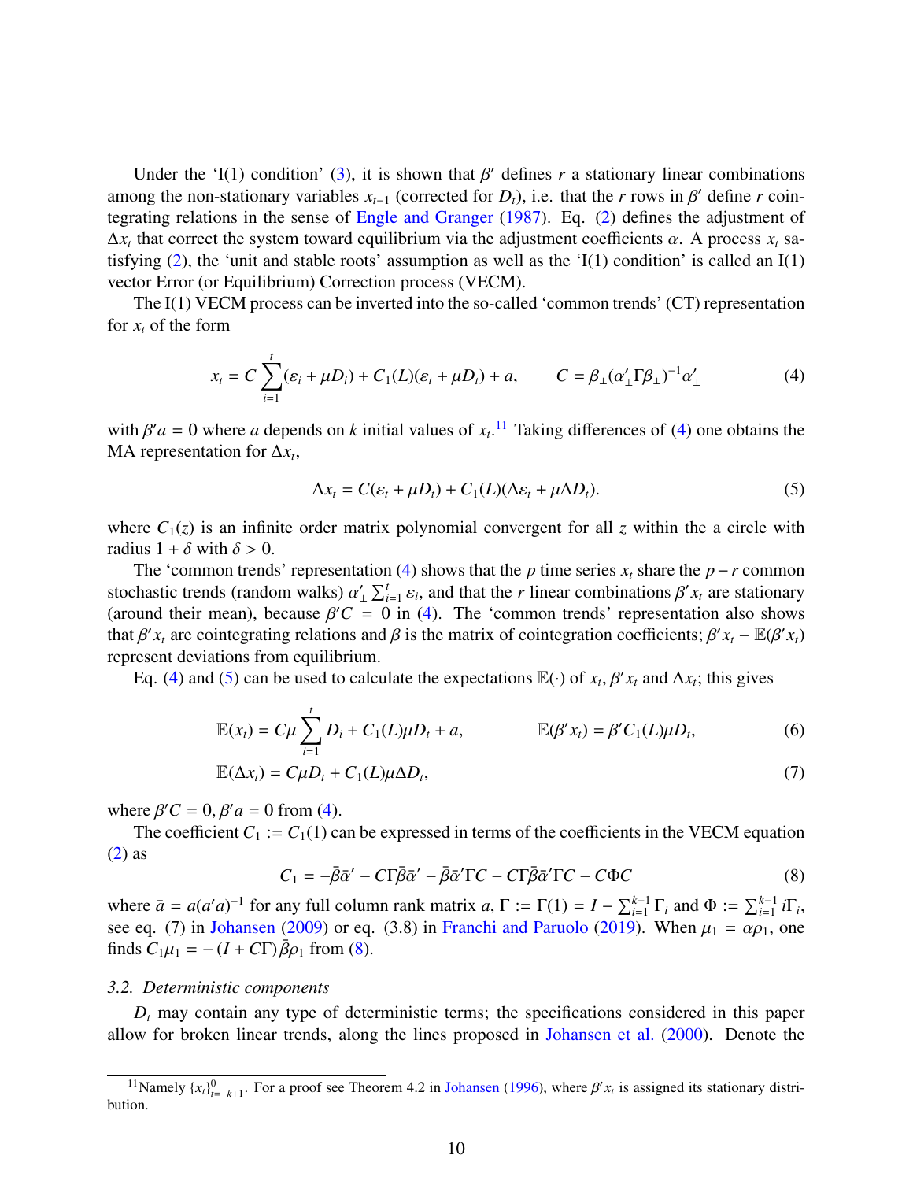Under the 'I(1) condition' (3), it is shown that $\beta'$ defines $r$ a stationary linear combinations among the non-stationary variables $x_{t-1}$ (corrected for $D_t$), i.e. that the $r$ rows in $\beta'$ define $r$ cointegrating relations in the sense of Engle and Granger (1987). Eq. (2) defines the adjustment of $\Delta x_t$ that correct the system toward equilibrium via the adjustment coefficients $\alpha$. A process $x_t$ satisfying (2), the 'unit and stable roots' assumption as well as the 'I(1) condition' is called an I(1) vector Error (or Equilibrium) Correction process (VECM).

The I(1) VECM process can be inverted into the so-called 'common trends' (CT) representation for $x_t$ of the form

$$x_t = C \sum_{i=1}^{t} (\varepsilon_i + \mu D_i) + C_1(L)(\varepsilon_t + \mu D_t) + a, \qquad C = \beta_\perp (\alpha_\perp' \Gamma \beta_\perp)^{-1} \alpha_\perp' \tag{4}$$

with $\beta' a = 0$ where $a$ depends on $k$ initial values of $x_t$.[11] Taking differences of (4) one obtains the MA representation for $\Delta x_t$,

$$\Delta x_t = C(\varepsilon_t + \mu D_t) + C_1(L)(\Delta \varepsilon_t + \mu \Delta D_t). \tag{5}$$

where $C_1(z)$ is an infinite order matrix polynomial convergent for all $z$ within the a circle with radius $1 + \delta$ with $\delta > 0$.

The 'common trends' representation (4) shows that the $p$ time series $x_t$ share the $p - r$ common stochastic trends (random walks) $\alpha_\perp' \sum_{i=1}^{t} \varepsilon_i$, and that the $r$ linear combinations $\beta' x_t$ are stationary (around their mean), because $\beta' C = 0$ in (4). The 'common trends' representation also shows that $\beta' x_t$ are cointegrating relations and $\beta$ is the matrix of cointegration coefficients; $\beta' x_t - \mathbb{E}(\beta' x_t)$ represent deviations from equilibrium.

Eq. (4) and (5) can be used to calculate the expectations $\mathbb{E}(\cdot)$ of $x_t$, $\beta' x_t$ and $\Delta x_t$; this gives

$$\mathbb{E}(x_t) = C\mu \sum_{i=1}^{t} D_i + C_1(L)\mu D_t + a, \qquad \mathbb{E}(\beta' x_t) = \beta' C_1(L)\mu D_t, \tag{6}$$

$$\mathbb{E}(\Delta x_t) = C\mu D_t + C_1(L)\mu \Delta D_t, \tag{7}$$

where $\beta' C = 0$, $\beta' a = 0$ from (4).

The coefficient $C_1 := C_1(1)$ can be expressed in terms of the coefficients in the VECM equation (2) as

$$C_1 = -\bar{\beta}\bar{\alpha}' - C\Gamma\bar{\beta}\bar{\alpha}' - \bar{\beta}\bar{\alpha}'\Gamma C - C\Gamma\bar{\beta}\bar{\alpha}'\Gamma C - C\Phi C \tag{8}$$

where $\bar{a} = a(a'a)^{-1}$ for any full column rank matrix $a$, $\Gamma := \Gamma(1) = I - \sum_{i=1}^{k-1} \Gamma_i$ and $\Phi := \sum_{i=1}^{k-1} i\Gamma_i$, see eq. (7) in Johansen (2009) or eq. (3.8) in Franchi and Paruolo (2019). When $\mu_1 = \alpha\rho_1$, one finds $C_1\mu_1 = -(I + C\Gamma)\bar{\beta}\rho_1$ from (8).

### *3.2. Deterministic components*

$D_t$ may contain any type of deterministic terms; the specifications considered in this paper allow for broken linear trends, along the lines proposed in Johansen et al. (2000). Denote the

[11] Namely $\{x_t\}_{t=-k+1}^{0}$. For a proof see Theorem 4.2 in Johansen (1996), where $\beta' x_t$ is assigned its stationary distribution.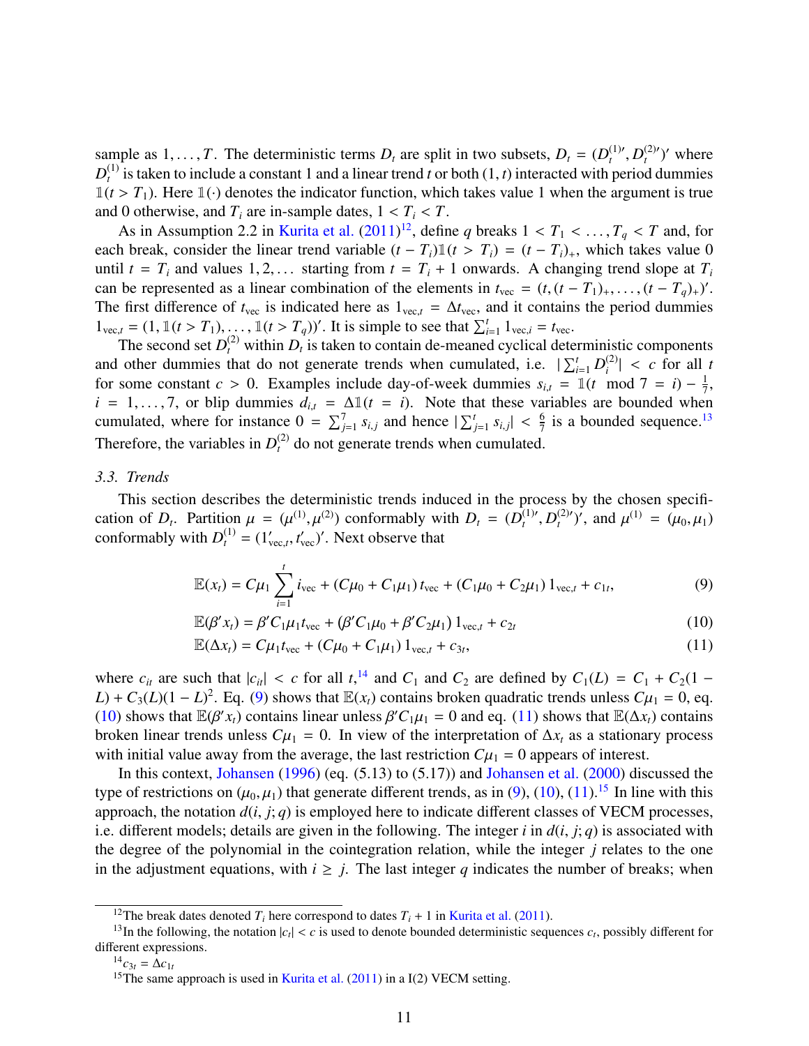sample as $1, \ldots, T$. The deterministic terms $D_t$ are split in two subsets, $D_t = (D_t^{(1)\prime}, D_t^{(2)\prime})'$ where $D_t^{(1)}$ is taken to include a constant 1 and a linear trend $t$ or both $(1, t)$ interacted with period dummies $\mathbb{1}(t > T_1)$. Here $\mathbb{1}(\cdot)$ denotes the indicator function, which takes value 1 when the argument is true and 0 otherwise, and $T_i$ are in-sample dates, $1 < T_i < T$.

As in Assumption 2.2 in Kurita et al. (2011)[12], define $q$ breaks $1 < T_1 < \ldots, T_q < T$ and, for each break, consider the linear trend variable $(t - T_i)\mathbb{1}(t > T_i) = (t - T_i)_+$, which takes value 0 until $t = T_i$ and values $1, 2, \ldots$ starting from $t = T_i + 1$ onwards. A changing trend slope at $T_i$ can be represented as a linear combination of the elements in $t_{\text{vec}} = (t, (t - T_1)_+, \ldots, (t - T_q)_+)'$. The first difference of $t_{\text{vec}}$ is indicated here as $1_{\text{vec},t} = \Delta t_{\text{vec}}$, and it contains the period dummies $1_{\text{vec},t} = (1, \mathbb{1}(t > T_1), \ldots, \mathbb{1}(t > T_q))'$. It is simple to see that $\sum_{i=1}^{t} 1_{\text{vec},i} = t_{\text{vec}}$.

The second set $D_t^{(2)}$ within $D_t$ is taken to contain de-meaned cyclical deterministic components and other dummies that do not generate trends when cumulated, i.e. $|\sum_{i=1}^{t} D_i^{(2)}| < c$ for all $t$ for some constant $c > 0$. Examples include day-of-week dummies $s_{i,t} = \mathbb{1}(t \mod 7 = i) - \frac{1}{7}$, $i = 1, \ldots, 7$, or blip dummies $d_{i,t} = \Delta\mathbb{1}(t = i)$. Note that these variables are bounded when cumulated, where for instance $0 = \sum_{j=1}^{7} s_{i,j}$ and hence $|\sum_{j=1}^{t} s_{i,j}| < \frac{6}{7}$ is a bounded sequence.[13] Therefore, the variables in $D_t^{(2)}$ do not generate trends when cumulated.

### 3.3. Trends

This section describes the deterministic trends induced in the process by the chosen specification of $D_t$. Partition $\mu = (\mu^{(1)}, \mu^{(2)})$ conformably with $D_t = (D_t^{(1)\prime}, D_t^{(2)\prime})'$, and $\mu^{(1)} = (\mu_0, \mu_1)$ conformably with $D_t^{(1)} = (1_{\text{vec},t}', t_{\text{vec}}')'$. Next observe that

$$\mathbb{E}(x_t) = C\mu_1 \sum_{i=1}^{t} i_{\text{vec}} + (C\mu_0 + C_1\mu_1)\, t_{\text{vec}} + (C_1\mu_0 + C_2\mu_1)\, 1_{\text{vec},t} + c_{1t}, \tag{9}$$

$$\mathbb{E}(\beta' x_t) = \beta' C_1 \mu_1 t_{\text{vec}} + (\beta' C_1 \mu_0 + \beta' C_2 \mu_1)\, 1_{\text{vec},t} + c_{2t} \tag{10}$$

$$\mathbb{E}(\Delta x_t) = C\mu_1 t_{\text{vec}} + (C\mu_0 + C_1\mu_1)\, 1_{\text{vec},t} + c_{3t}, \tag{11}$$

where $c_{it}$ are such that $|c_{it}| < c$ for all $t$,[14] and $C_1$ and $C_2$ are defined by $C_1(L) = C_1 + C_2(1 - L) + C_3(L)(1 - L)^2$. Eq. (9) shows that $\mathbb{E}(x_t)$ contains broken quadratic trends unless $C\mu_1 = 0$, eq. (10) shows that $\mathbb{E}(\beta' x_t)$ contains linear unless $\beta' C_1 \mu_1 = 0$ and eq. (11) shows that $\mathbb{E}(\Delta x_t)$ contains broken linear trends unless $C\mu_1 = 0$. In view of the interpretation of $\Delta x_t$ as a stationary process with initial value away from the average, the last restriction $C\mu_1 = 0$ appears of interest.

In this context, Johansen (1996) (eq. (5.13) to (5.17)) and Johansen et al. (2000) discussed the type of restrictions on $(\mu_0, \mu_1)$ that generate different trends, as in (9), (10), (11).[15] In line with this approach, the notation $d(i, j; q)$ is employed here to indicate different classes of VECM processes, i.e. different models; details are given in the following. The integer $i$ in $d(i, j; q)$ is associated with the degree of the polynomial in the cointegration relation, while the integer $j$ relates to the one in the adjustment equations, with $i \geq j$. The last integer $q$ indicates the number of breaks; when

---

[12] The break dates denoted $T_i$ here correspond to dates $T_i + 1$ in Kurita et al. (2011).

[13] In the following, the notation $|c_t| < c$ is used to denote bounded deterministic sequences $c_t$, possibly different for different expressions.

[14] $c_{3t} = \Delta c_{1t}$

[15] The same approach is used in Kurita et al. (2011) in a I(2) VECM setting.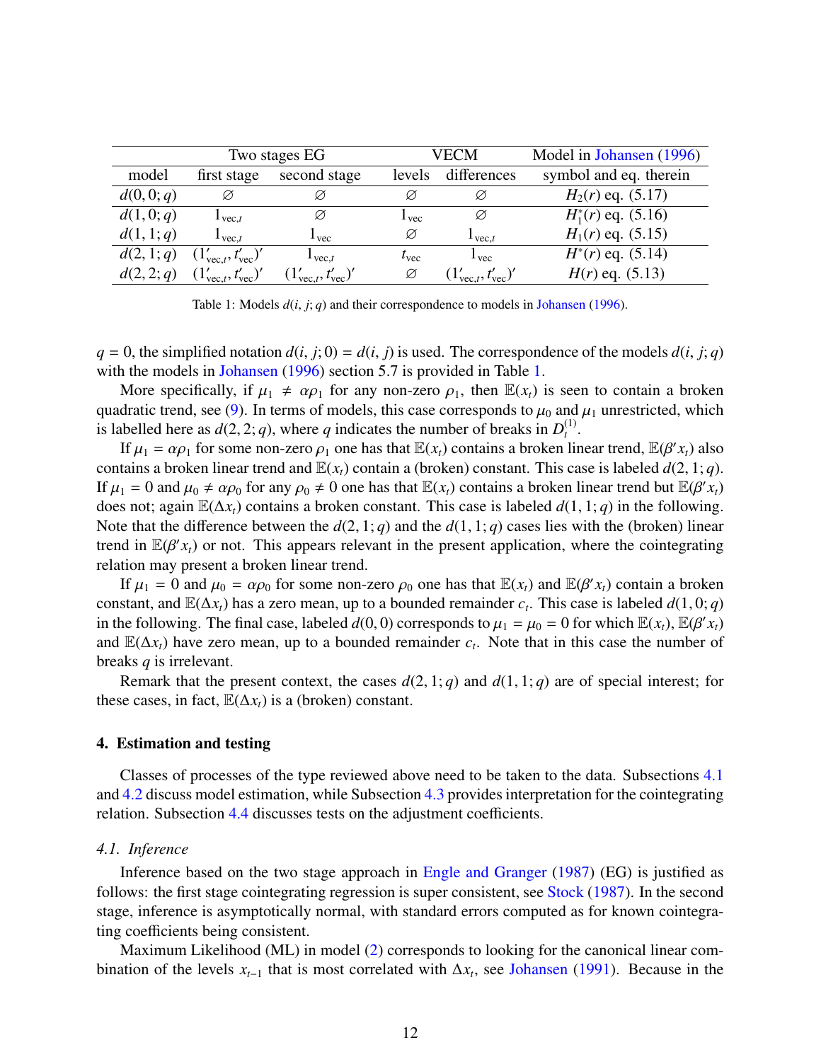| | Two stages EG | | VECM | | Model in Johansen (1996) |
|---|---|---|---|---|---|
| model | first stage | second stage | levels | differences | symbol and eq. therein |
| $d(0,0;q)$ | $\varnothing$ | $\varnothing$ | $\varnothing$ | $\varnothing$ | $H_2(r)$ eq. (5.17) |
| $d(1,0;q)$ | $1_{\text{vec},t}$ | $\varnothing$ | $1_{\text{vec}}$ | $\varnothing$ | $H_1^*(r)$ eq. (5.16) |
| $d(1,1;q)$ | $1_{\text{vec},t}$ | $1_{\text{vec}}$ | $\varnothing$ | $1_{\text{vec},t}$ | $H_1(r)$ eq. (5.15) |
| $d(2,1;q)$ | $(1'_{\text{vec},t}, t'_{\text{vec}})'$ | $1_{\text{vec},t}$ | $t_{\text{vec}}$ | $1_{\text{vec}}$ | $H^*(r)$ eq. (5.14) |
| $d(2,2;q)$ | $(1'_{\text{vec},t}, t'_{\text{vec}})'$ | $(1'_{\text{vec},t}, t'_{\text{vec}})'$ | $\varnothing$ | $(1'_{\text{vec},t}, t'_{\text{vec}})'$ | $H(r)$ eq. (5.13) |

Table 1: Models $d(i, j; q)$ and their correspondence to models in Johansen (1996).

$q = 0$, the simplified notation $d(i, j; 0) = d(i, j)$ is used. The correspondence of the models $d(i, j; q)$ with the models in Johansen (1996) section 5.7 is provided in Table 1.

More specifically, if $\mu_1 \neq \alpha\rho_1$ for any non-zero $\rho_1$, then $\mathbb{E}(x_t)$ is seen to contain a broken quadratic trend, see (9). In terms of models, this case corresponds to $\mu_0$ and $\mu_1$ unrestricted, which is labelled here as $d(2, 2; q)$, where $q$ indicates the number of breaks in $D_t^{(1)}$.

If $\mu_1 = \alpha\rho_1$ for some non-zero $\rho_1$ one has that $\mathbb{E}(x_t)$ contains a broken linear trend, $\mathbb{E}(\beta' x_t)$ also contains a broken linear trend and $\mathbb{E}(x_t)$ contain a (broken) constant. This case is labeled $d(2, 1; q)$. If $\mu_1 = 0$ and $\mu_0 \neq \alpha\rho_0$ for any $\rho_0 \neq 0$ one has that $\mathbb{E}(x_t)$ contains a broken linear trend but $\mathbb{E}(\beta' x_t)$ does not; again $\mathbb{E}(\Delta x_t)$ contains a broken constant. This case is labeled $d(1, 1; q)$ in the following. Note that the difference between the $d(2, 1; q)$ and the $d(1, 1; q)$ cases lies with the (broken) linear trend in $\mathbb{E}(\beta' x_t)$ or not. This appears relevant in the present application, where the cointegrating relation may present a broken linear trend.

If $\mu_1 = 0$ and $\mu_0 = \alpha\rho_0$ for some non-zero $\rho_0$ one has that $\mathbb{E}(x_t)$ and $\mathbb{E}(\beta' x_t)$ contain a broken constant, and $\mathbb{E}(\Delta x_t)$ has a zero mean, up to a bounded remainder $c_t$. This case is labeled $d(1, 0; q)$ in the following. The final case, labeled $d(0, 0)$ corresponds to $\mu_1 = \mu_0 = 0$ for which $\mathbb{E}(x_t)$, $\mathbb{E}(\beta' x_t)$ and $\mathbb{E}(\Delta x_t)$ have zero mean, up to a bounded remainder $c_t$. Note that in this case the number of breaks $q$ is irrelevant.

Remark that the present context, the cases $d(2, 1; q)$ and $d(1, 1; q)$ are of special interest; for these cases, in fact, $\mathbb{E}(\Delta x_t)$ is a (broken) constant.

## 4. Estimation and testing

Classes of processes of the type reviewed above need to be taken to the data. Subsections 4.1 and 4.2 discuss model estimation, while Subsection 4.3 provides interpretation for the cointegrating relation. Subsection 4.4 discusses tests on the adjustment coefficients.

### *4.1. Inference*

Inference based on the two stage approach in Engle and Granger (1987) (EG) is justified as follows: the first stage cointegrating regression is super consistent, see Stock (1987). In the second stage, inference is asymptotically normal, with standard errors computed as for known cointegrating coefficients being consistent.

Maximum Likelihood (ML) in model (2) corresponds to looking for the canonical linear combination of the levels $x_{t-1}$ that is most correlated with $\Delta x_t$, see Johansen (1991). Because in the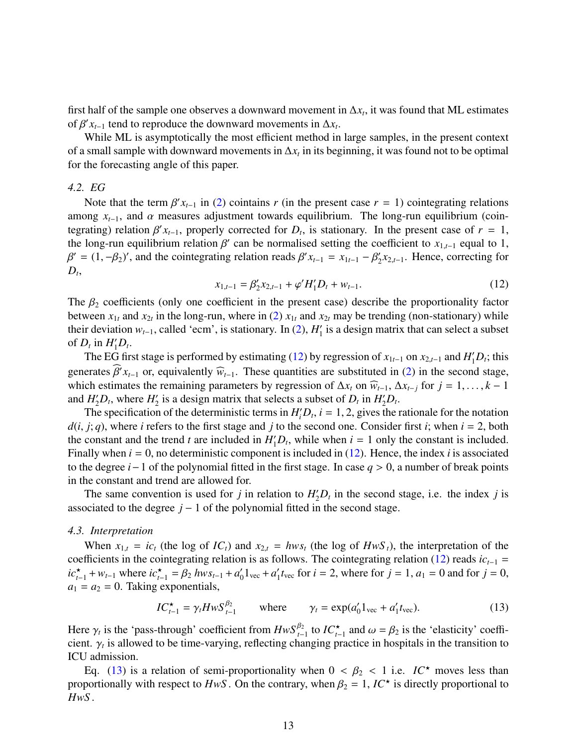first half of the sample one observes a downward movement in $\Delta x_t$, it was found that ML estimates of $\beta' x_{t-1}$ tend to reproduce the downward movements in $\Delta x_t$.

While ML is asymptotically the most efficient method in large samples, in the present context of a small sample with downward movements in $\Delta x_t$ in its beginning, it was found not to be optimal for the forecasting angle of this paper.

### 4.2. EG

Note that the term $\beta' x_{t-1}$ in (2) coitains $r$ (in the present case $r = 1$) cointegrating relations among $x_{t-1}$, and $\alpha$ measures adjustment towards equilibrium. The long-run equilibrium (cointegrating) relation $\beta' x_{t-1}$, properly corrected for $D_t$, is stationary. In the present case of $r = 1$, the long-run equilibrium relation $\beta'$ can be normalised setting the coefficient to $x_{1,t-1}$ equal to 1, $\beta' = (1, -\beta_2)'$, and the cointegrating relation reads $\beta' x_{t-1} = x_{1t-1} - \beta_2' x_{2,t-1}$. Hence, correcting for $D_t$,

$$x_{1,t-1} = \beta_2' x_{2,t-1} + \varphi' H_1' D_t + w_{t-1}. \tag{12}$$

The $\beta_2$ coefficients (only one coefficient in the present case) describe the proportionality factor between $x_{1t}$ and $x_{2t}$ in the long-run, where in (2) $x_{1t}$ and $x_{2t}$ may be trending (non-stationary) while their deviation $w_{t-1}$, called 'ecm', is stationary. In (2), $H_1'$ is a design matrix that can select a subset of $D_t$ in $H_1' D_t$.

The EG first stage is performed by estimating (12) by regression of $x_{1t-1}$ on $x_{2,t-1}$ and $H_1' D_t$; this generates $\widehat{\beta}' x_{t-1}$ or, equivalently $\widehat{w}_{t-1}$. These quantities are substituted in (2) in the second stage, which estimates the remaining parameters by regression of $\Delta x_t$ on $\widehat{w}_{t-1}$, $\Delta x_{t-j}$ for $j = 1, \ldots, k-1$ and $H_2' D_t$, where $H_2'$ is a design matrix that selects a subset of $D_t$ in $H_2' D_t$.

The specification of the deterministic terms in $H_i' D_t$, $i = 1, 2$, gives the rationale for the notation $d(i, j; q)$, where $i$ refers to the first stage and $j$ to the second one. Consider first $i$; when $i = 2$, both the constant and the trend $t$ are included in $H_1' D_t$, while when $i = 1$ only the constant is included. Finally when $i = 0$, no deterministic component is included in (12). Hence, the index $i$ is associated to the degree $i-1$ of the polynomial fitted in the first stage. In case $q > 0$, a number of break points in the constant and trend are allowed for.

The same convention is used for $j$ in relation to $H_2' D_t$ in the second stage, i.e. the index $j$ is associated to the degree $j-1$ of the polynomial fitted in the second stage.

### 4.3. Interpretation

When $x_{1,t} = ic_t$ (the log of $IC_t$) and $x_{2,t} = hws_t$ (the log of $HwS_t$), the interpretation of the coefficients in the cointegrating relation is as follows. The cointegrating relation (12) reads $ic_{t-1} = ic^\star_{t-1} + w_{t-1}$ where $ic^\star_{t-1} = \beta_2\, hws_{t-1} + a_0' 1_{\text{vec}} + a_1' t_{\text{vec}}$ for $i = 2$, where for $j = 1$, $a_1 = 0$ and for $j = 0$, $a_1 = a_2 = 0$. Taking exponentials,

$$IC^\star_{t-1} = \gamma_t HwS^{\beta_2}_{t-1} \qquad \text{where} \qquad \gamma_t = \exp(a_0' 1_{\text{vec}} + a_1' t_{\text{vec}}). \tag{13}$$

Here $\gamma_t$ is the 'pass-through' coefficient from $HwS^{\beta_2}_{t-1}$ to $IC^\star_{t-1}$ and $\omega = \beta_2$ is the 'elasticity' coefficient. $\gamma_t$ is allowed to be time-varying, reflecting changing practice in hospitals in the transition to ICU admission.

Eq. (13) is a relation of semi-proportionality when $0 < \beta_2 < 1$ i.e. $IC^\star$ moves less than proportionally with respect to $HwS$. On the contrary, when $\beta_2 = 1$, $IC^\star$ is directly proportional to $HwS$.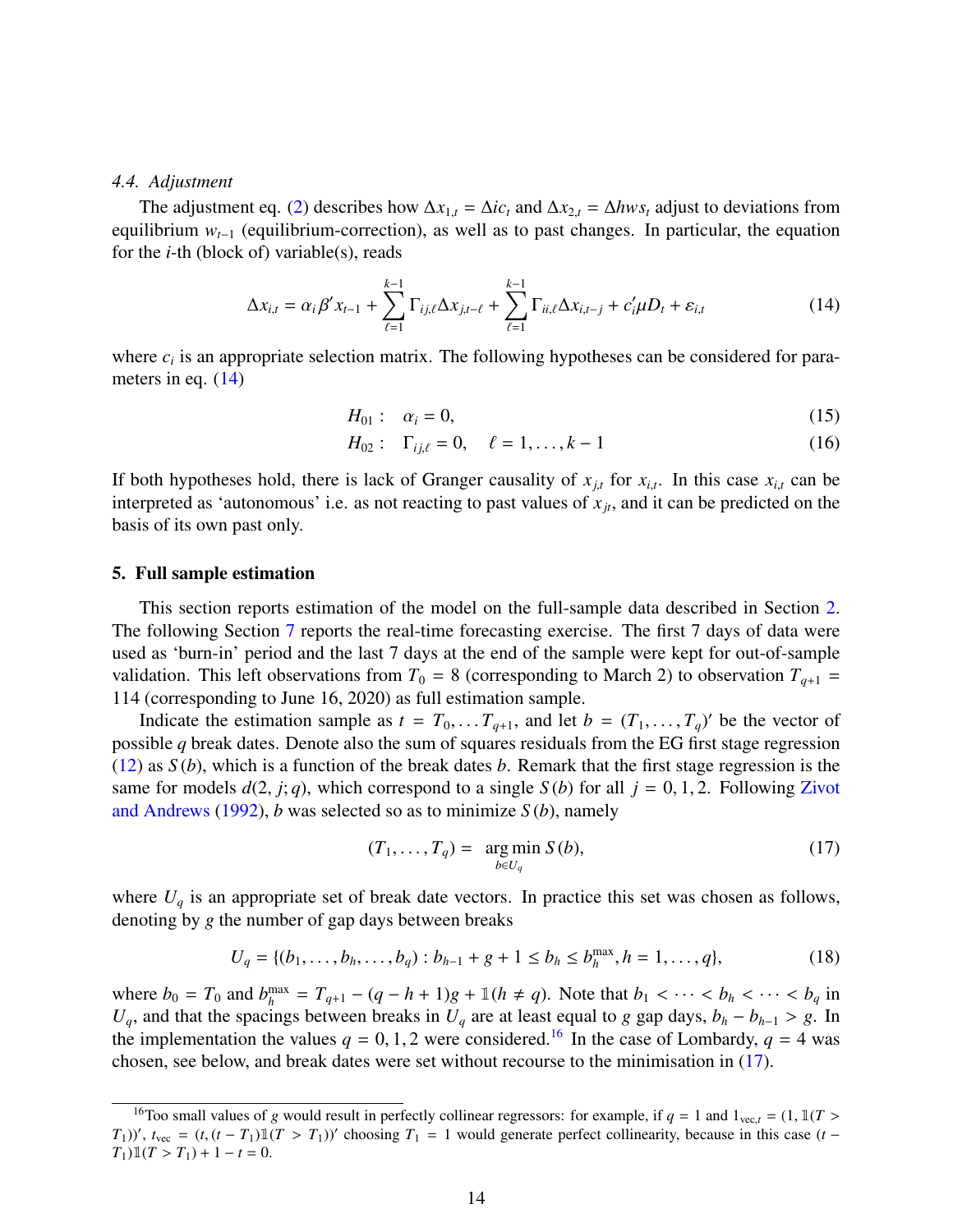### 4.4. Adjustment

The adjustment eq. (2) describes how $\Delta x_{1,t} = \Delta ic_t$ and $\Delta x_{2,t} = \Delta hws_t$ adjust to deviations from equilibrium $w_{t-1}$ (equilibrium-correction), as well as to past changes. In particular, the equation for the $i$-th (block of) variable(s), reads

$$\Delta x_{i,t} = \alpha_i \beta' x_{t-1} + \sum_{\ell=1}^{k-1} \Gamma_{ij,\ell} \Delta x_{j,t-\ell} + \sum_{\ell=1}^{k-1} \Gamma_{ii,\ell} \Delta x_{i,t-j} + c_i' \mu D_t + \varepsilon_{i,t} \tag{14}$$

where $c_i$ is an appropriate selection matrix. The following hypotheses can be considered for parameters in eq. (14)

$$H_{01}: \quad \alpha_i = 0, \tag{15}$$

$$H_{02}: \quad \Gamma_{ij,\ell} = 0, \quad \ell = 1, \ldots, k-1 \tag{16}$$

If both hypotheses hold, there is lack of Granger causality of $x_{j,t}$ for $x_{i,t}$. In this case $x_{i,t}$ can be interpreted as 'autonomous' i.e. as not reacting to past values of $x_{jt}$, and it can be predicted on the basis of its own past only.

## 5. Full sample estimation

This section reports estimation of the model on the full-sample data described in Section 2. The following Section 7 reports the real-time forecasting exercise. The first 7 days of data were used as 'burn-in' period and the last 7 days at the end of the sample were kept for out-of-sample validation. This left observations from $T_0 = 8$ (corresponding to March 2) to observation $T_{q+1} = 114$ (corresponding to June 16, 2020) as full estimation sample.

Indicate the estimation sample as $t = T_0, \ldots T_{q+1}$, and let $b = (T_1, \ldots, T_q)'$ be the vector of possible $q$ break dates. Denote also the sum of squares residuals from the EG first stage regression (12) as $S(b)$, which is a function of the break dates $b$. Remark that the first stage regression is the same for models $d(2, j; q)$, which correspond to a single $S(b)$ for all $j = 0, 1, 2$. Following Zivot and Andrews (1992), $b$ was selected so as to minimize $S(b)$, namely

$$(T_1, \ldots, T_q) = \underset{b \in U_q}{\arg\min}\, S(b), \tag{17}$$

where $U_q$ is an appropriate set of break date vectors. In practice this set was chosen as follows, denoting by $g$ the number of gap days between breaks

$$U_q = \{(b_1, \ldots, b_h, \ldots, b_q) : b_{h-1} + g + 1 \leq b_h \leq b_h^{\max}, h = 1, \ldots, q\}, \tag{18}$$

where $b_0 = T_0$ and $b_h^{\max} = T_{q+1} - (q - h + 1)g + \mathbb{1}(h \neq q)$. Note that $b_1 < \cdots < b_h < \cdots < b_q$ in $U_q$, and that the spacings between breaks in $U_q$ are at least equal to $g$ gap days, $b_h - b_{h-1} > g$. In the implementation the values $q = 0, 1, 2$ were considered.[16] In the case of Lombardy, $q = 4$ was chosen, see below, and break dates were set without recourse to the minimisation in (17).

[16] Too small values of $g$ would result in perfectly collinear regressors: for example, if $q = 1$ and $1_{\text{vec},t} = (1, \mathbb{1}(T > T_1))'$, $t_{\text{vec}} = (t, (t - T_1)\mathbb{1}(T > T_1))'$ choosing $T_1 = 1$ would generate perfect collinearity, because in this case $(t - T_1)\mathbb{1}(T > T_1) + 1 - t = 0$.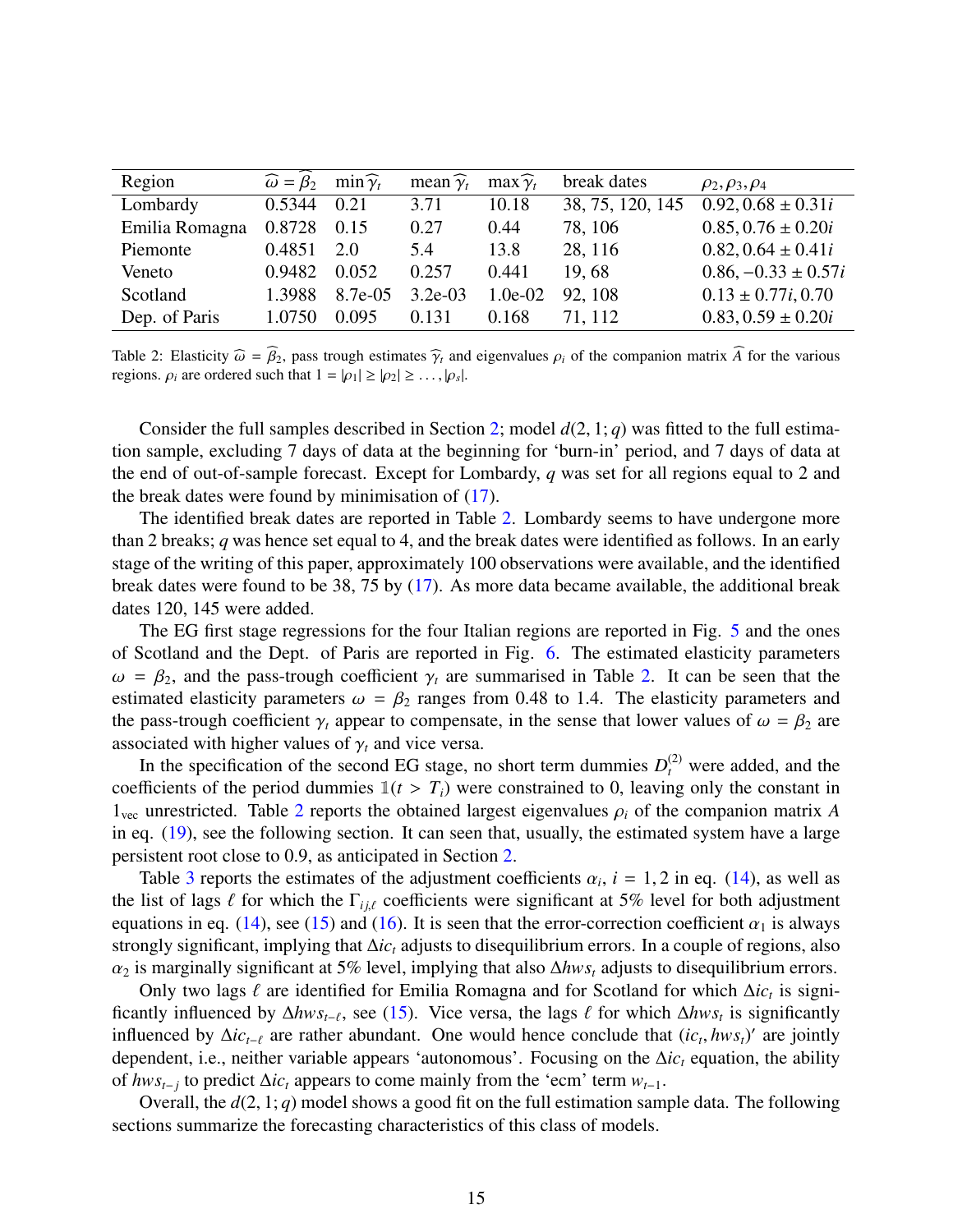| Region | $\widehat{\omega} = \widehat{\beta}_2$ | $\min \widehat{\gamma}_t$ | mean $\widehat{\gamma}_t$ | $\max \widehat{\gamma}_t$ | break dates | $\rho_2, \rho_3, \rho_4$ |
|---|---|---|---|---|---|---|
| Lombardy | 0.5344 | 0.21 | 3.71 | 10.18 | 38, 75, 120, 145 | $0.92, 0.68 \pm 0.31i$ |
| Emilia Romagna | 0.8728 | 0.15 | 0.27 | 0.44 | 78, 106 | $0.85, 0.76 \pm 0.20i$ |
| Piemonte | 0.4851 | 2.0 | 5.4 | 13.8 | 28, 116 | $0.82, 0.64 \pm 0.41i$ |
| Veneto | 0.9482 | 0.052 | 0.257 | 0.441 | 19, 68 | $0.86, -0.33 \pm 0.57i$ |
| Scotland | 1.3988 | 8.7e-05 | 3.2e-03 | 1.0e-02 | 92, 108 | $0.13 \pm 0.77i, 0.70$ |
| Dep. of Paris | 1.0750 | 0.095 | 0.131 | 0.168 | 71, 112 | $0.83, 0.59 \pm 0.20i$ |

Table 2: Elasticity $\widehat{\omega} = \widehat{\beta}_2$, pass trough estimates $\widehat{\gamma}_t$ and eigenvalues $\rho_i$ of the companion matrix $\widehat{A}$ for the various regions. $\rho_i$ are ordered such that $1 = |\rho_1| \geq |\rho_2| \geq \ldots, |\rho_s|$.

Consider the full samples described in Section 2; model $d(2, 1; q)$ was fitted to the full estimation sample, excluding 7 days of data at the beginning for 'burn-in' period, and 7 days of data at the end of out-of-sample forecast. Except for Lombardy, $q$ was set for all regions equal to 2 and the break dates were found by minimisation of (17).

The identified break dates are reported in Table 2. Lombardy seems to have undergone more than 2 breaks; $q$ was hence set equal to 4, and the break dates were identified as follows. In an early stage of the writing of this paper, approximately 100 observations were available, and the identified break dates were found to be 38, 75 by (17). As more data became available, the additional break dates 120, 145 were added.

The EG first stage regressions for the four Italian regions are reported in Fig. 5 and the ones of Scotland and the Dept. of Paris are reported in Fig. 6. The estimated elasticity parameters $\omega = \beta_2$, and the pass-trough coefficient $\gamma_t$ are summarised in Table 2. It can be seen that the estimated elasticity parameters $\omega = \beta_2$ ranges from 0.48 to 1.4. The elasticity parameters and the pass-trough coefficient $\gamma_t$ appear to compensate, in the sense that lower values of $\omega = \beta_2$ are associated with higher values of $\gamma_t$ and vice versa.

In the specification of the second EG stage, no short term dummies $D_t^{(2)}$ were added, and the coefficients of the period dummies $\mathbb{1}(t > T_i)$ were constrained to 0, leaving only the constant in $1_{\text{vec}}$ unrestricted. Table 2 reports the obtained largest eigenvalues $\rho_i$ of the companion matrix $A$ in eq. (19), see the following section. It can seen that, usually, the estimated system have a large persistent root close to 0.9, as anticipated in Section 2.

Table 3 reports the estimates of the adjustment coefficients $\alpha_i$, $i = 1, 2$ in eq. (14), as well as the list of lags $\ell$ for which the $\Gamma_{ij,\ell}$ coefficients were significant at 5% level for both adjustment equations in eq. (14), see (15) and (16). It is seen that the error-correction coefficient $\alpha_1$ is always strongly significant, implying that $\Delta ic_t$ adjusts to disequilibrium errors. In a couple of regions, also $\alpha_2$ is marginally significant at 5% level, implying that also $\Delta hws_t$ adjusts to disequilibrium errors.

Only two lags $\ell$ are identified for Emilia Romagna and for Scotland for which $\Delta ic_t$ is significantly influenced by $\Delta hws_{t-\ell}$, see (15). Vice versa, the lags $\ell$ for which $\Delta hws_t$ is significantly influenced by $\Delta ic_{t-\ell}$ are rather abundant. One would hence conclude that $(ic_t, hws_t)'$ are jointly dependent, i.e., neither variable appears 'autonomous'. Focusing on the $\Delta ic_t$ equation, the ability of $hws_{t-j}$ to predict $\Delta ic_t$ appears to come mainly from the 'ecm' term $w_{t-1}$.

Overall, the $d(2, 1; q)$ model shows a good fit on the full estimation sample data. The following sections summarize the forecasting characteristics of this class of models.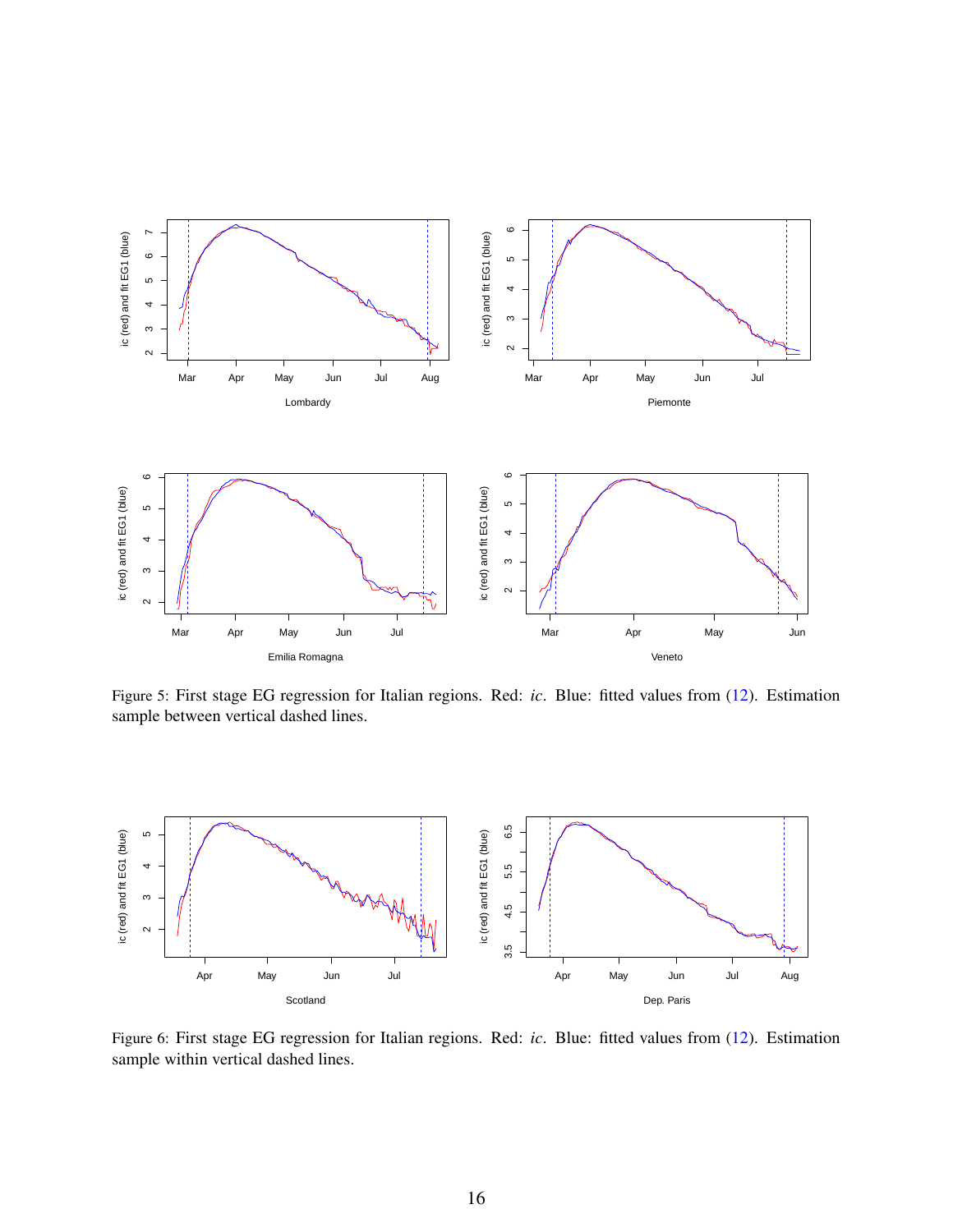Figure 5: First stage EG regression for Italian regions. Red: *ic*. Blue: fitted values from (12). Estimation sample between vertical dashed lines.

Figure 6: First stage EG regression for Italian regions. Red: *ic*. Blue: fitted values from (12). Estimation sample within vertical dashed lines.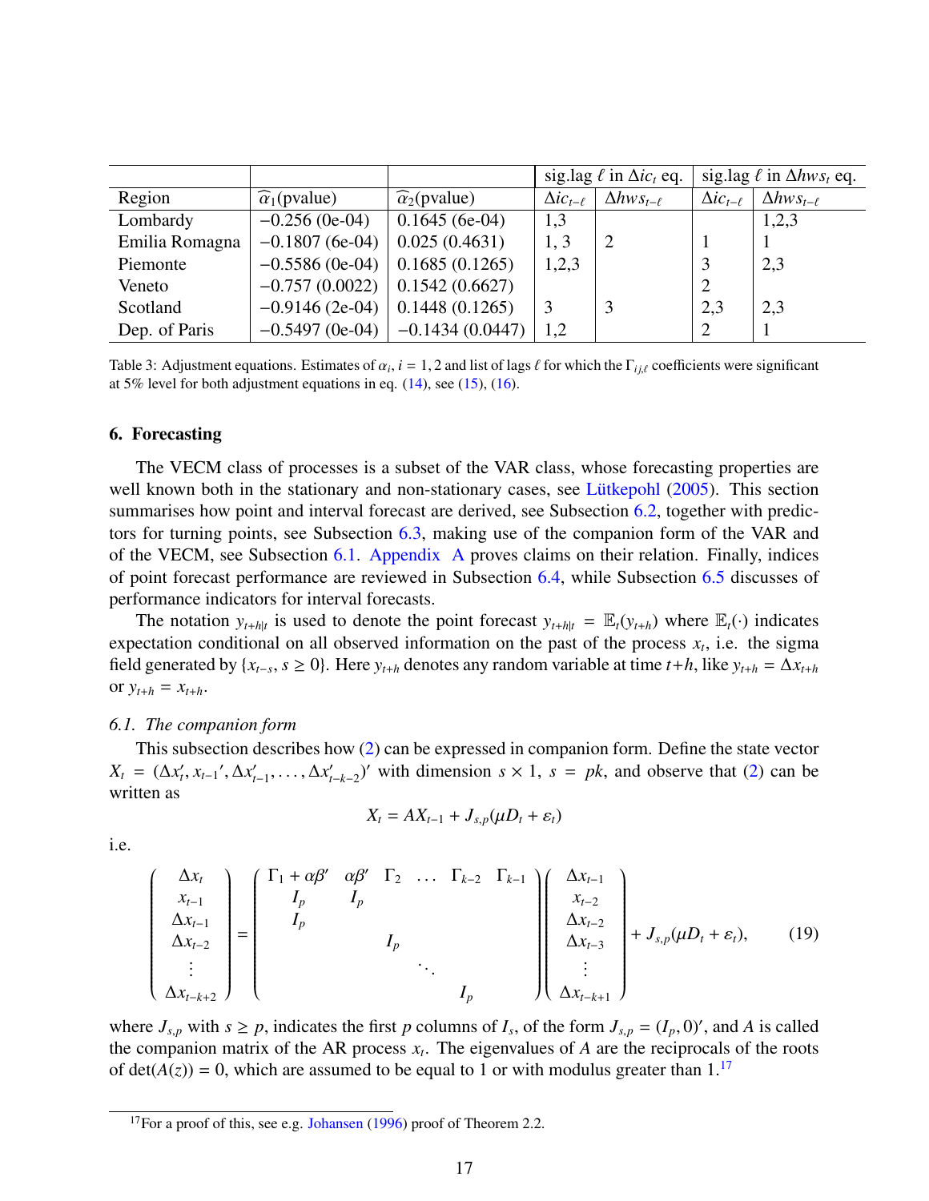| Region | $\widehat{\alpha}_1$(pvalue) | $\widehat{\alpha}_2$(pvalue) | sig.lag $\ell$ in $\Delta ic_t$ eq. | | sig.lag $\ell$ in $\Delta hws_t$ eq. | |
|---|---|---|---|---|---|---|
| | | | $\Delta ic_{t-\ell}$ | $\Delta hws_{t-\ell}$ | $\Delta ic_{t-\ell}$ | $\Delta hws_{t-\ell}$ |
| Lombardy | −0.256 (0e-04) | 0.1645 (6e-04) | 1,3 | | | 1,2,3 |
| Emilia Romagna | −0.1807 (6e-04) | 0.025 (0.4631) | 1, 3 | 2 | 1 | 1 |
| Piemonte | −0.5586 (0e-04) | 0.1685 (0.1265) | 1,2,3 | | 3 | 2,3 |
| Veneto | −0.757 (0.0022) | 0.1542 (0.6627) | | | 2 | |
| Scotland | −0.9146 (2e-04) | 0.1448 (0.1265) | 3 | 3 | 2,3 | 2,3 |
| Dep. of Paris | −0.5497 (0e-04) | −0.1434 (0.0447) | 1,2 | | 2 | 1 |

Table 3: Adjustment equations. Estimates of $\alpha_i$, $i = 1, 2$ and list of lags $\ell$ for which the $\Gamma_{ij,\ell}$ coefficients were significant at 5% level for both adjustment equations in eq. (14), see (15), (16).

## 6. Forecasting

The VECM class of processes is a subset of the VAR class, whose forecasting properties are well known both in the stationary and non-stationary cases, see Lütkepohl (2005). This section summarises how point and interval forecast are derived, see Subsection 6.2, together with predictors for turning points, see Subsection 6.3, making use of the companion form of the VAR and of the VECM, see Subsection 6.1. Appendix A proves claims on their relation. Finally, indices of point forecast performance are reviewed in Subsection 6.4, while Subsection 6.5 discusses of performance indicators for interval forecasts.

The notation $y_{t+h|t}$ is used to denote the point forecast $y_{t+h|t} = \mathbb{E}_t(y_{t+h})$ where $\mathbb{E}_t(\cdot)$ indicates expectation conditional on all observed information on the past of the process $x_t$, i.e. the sigma field generated by $\{x_{t-s}, s \geq 0\}$. Here $y_{t+h}$ denotes any random variable at time $t+h$, like $y_{t+h} = \Delta x_{t+h}$ or $y_{t+h} = x_{t+h}$.

### 6.1. The companion form

This subsection describes how (2) can be expressed in companion form. Define the state vector $X_t = (\Delta x_t', x_{t-1}{}', \Delta x_{t-1}', \ldots, \Delta x_{t-k-2}')'$ with dimension $s \times 1$, $s = pk$, and observe that (2) can be written as

$$X_t = AX_{t-1} + J_{s,p}(\mu D_t + \varepsilon_t)$$

i.e.

$$\begin{pmatrix} \Delta x_t \\ x_{t-1} \\ \Delta x_{t-1} \\ \Delta x_{t-2} \\ \vdots \\ \Delta x_{t-k+2} \end{pmatrix} = \begin{pmatrix} \Gamma_1 + \alpha\beta' & \alpha\beta' & \Gamma_2 & \ldots & \Gamma_{k-2} & \Gamma_{k-1} \\ I_p & I_p & & & & \\ I_p & & & & & \\ & & I_p & & & \\ & & & \ddots & & \\ & & & & I_p & \end{pmatrix} \begin{pmatrix} \Delta x_{t-1} \\ x_{t-2} \\ \Delta x_{t-2} \\ \Delta x_{t-3} \\ \vdots \\ \Delta x_{t-k+1} \end{pmatrix} + J_{s,p}(\mu D_t + \varepsilon_t), \tag{19}$$

where $J_{s,p}$ with $s \geq p$, indicates the first $p$ columns of $I_s$, of the form $J_{s,p} = (I_p, 0)'$, and $A$ is called the companion matrix of the AR process $x_t$. The eigenvalues of $A$ are the reciprocals of the roots of $\det(A(z)) = 0$, which are assumed to be equal to 1 or with modulus greater than 1.[17]

[17] For a proof of this, see e.g. Johansen (1996) proof of Theorem 2.2.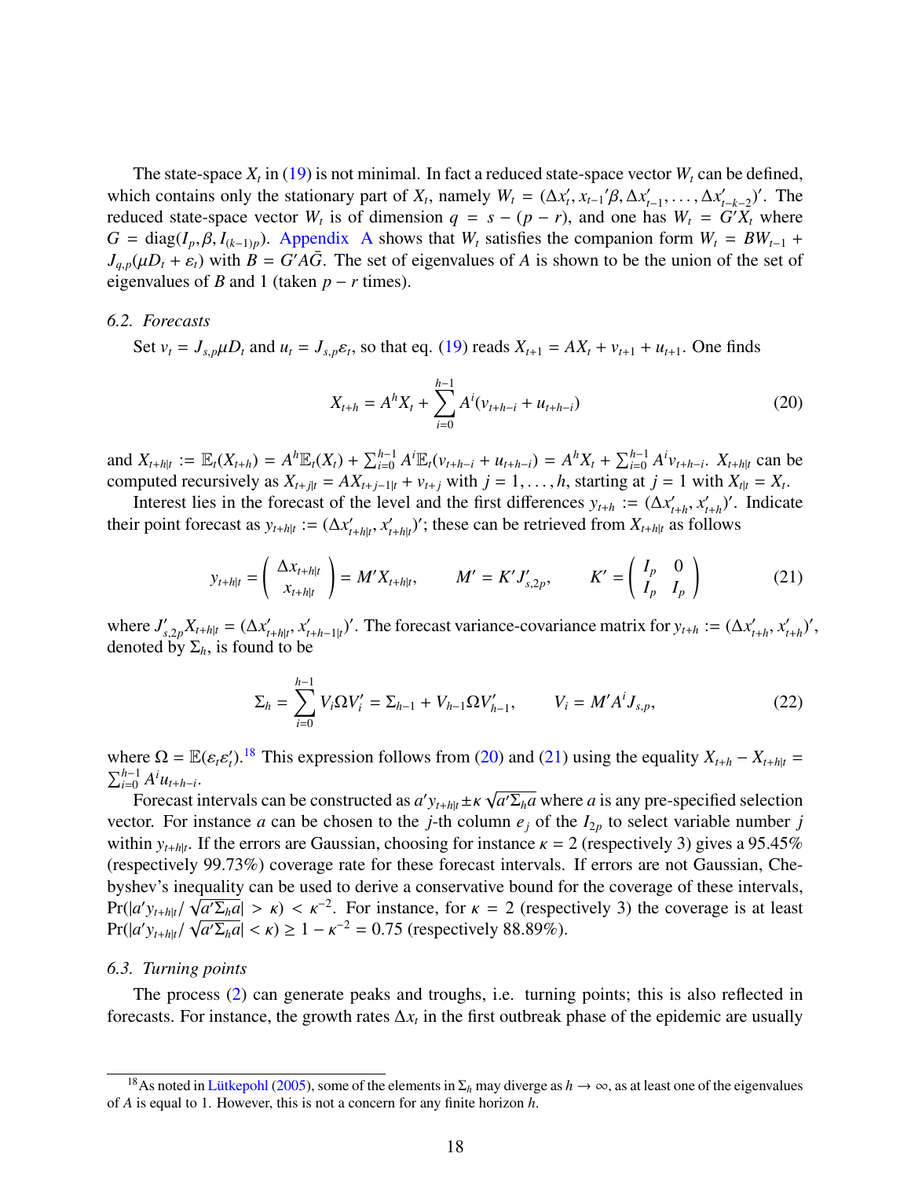The state-space $X_t$ in (19) is not minimal. In fact a reduced state-space vector $W_t$ can be defined, which contains only the stationary part of $X_t$, namely $W_t = (\Delta x_t', x_{t-1}'\beta, \Delta x_{t-1}', \dots, \Delta x_{t-k-2}')'$. The reduced state-space vector $W_t$ is of dimension $q = s - (p - r)$, and one has $W_t = G'X_t$ where $G = \text{diag}(I_p, \beta, I_{(k-1)p})$. Appendix A shows that $W_t$ satisfies the companion form $W_t = BW_{t-1} + J_{q,p}(\mu D_t + \varepsilon_t)$ with $B = G'A\bar{G}$. The set of eigenvalues of $A$ is shown to be the union of the set of eigenvalues of $B$ and 1 (taken $p - r$ times).

### 6.2. Forecasts

Set $v_t = J_{s,p}\mu D_t$ and $u_t = J_{s,p}\varepsilon_t$, so that eq. (19) reads $X_{t+1} = AX_t + v_{t+1} + u_{t+1}$. One finds

$$X_{t+h} = A^h X_t + \sum_{i=0}^{h-1} A^i (v_{t+h-i} + u_{t+h-i}) \tag{20}$$

and $X_{t+h|t} := \mathbb{E}_t(X_{t+h}) = A^h \mathbb{E}_t(X_t) + \sum_{i=0}^{h-1} A^i \mathbb{E}_t(v_{t+h-i} + u_{t+h-i}) = A^h X_t + \sum_{i=0}^{h-1} A^i v_{t+h-i}$. $X_{t+h|t}$ can be computed recursively as $X_{t+j|t} = AX_{t+j-1|t} + v_{t+j}$ with $j = 1, \dots, h$, starting at $j = 1$ with $X_{t|t} = X_t$.

Interest lies in the forecast of the level and the first differences $y_{t+h} := (\Delta x_{t+h}', x_{t+h}')'$. Indicate their point forecast as $y_{t+h|t} := (\Delta x_{t+h|t}', x_{t+h|t}')'$; these can be retrieved from $X_{t+h|t}$ as follows

$$y_{t+h|t} = \begin{pmatrix} \Delta x_{t+h|t} \\ x_{t+h|t} \end{pmatrix} = M' X_{t+h|t}, \qquad M' = K' J_{s,2p}', \qquad K' = \begin{pmatrix} I_p & 0 \\ I_p & I_p \end{pmatrix} \tag{21}$$

where $J_{s,2p}' X_{t+h|t} = (\Delta x_{t+h|t}', x_{t+h-1|t}')'$. The forecast variance-covariance matrix for $y_{t+h} := (\Delta x_{t+h}', x_{t+h}')'$, denoted by $\Sigma_h$, is found to be

$$\Sigma_h = \sum_{i=0}^{h-1} V_i \Omega V_i' = \Sigma_{h-1} + V_{h-1} \Omega V_{h-1}', \qquad V_i = M' A^i J_{s,p}, \tag{22}$$

where $\Omega = \mathbb{E}(\varepsilon_t \varepsilon_t')$.[18] This expression follows from (20) and (21) using the equality $X_{t+h} - X_{t+h|t} = \sum_{i=0}^{h-1} A^i u_{t+h-i}$.

Forecast intervals can be constructed as $a' y_{t+h|t} \pm \kappa \sqrt{a' \Sigma_h a}$ where $a$ is any pre-specified selection vector. For instance $a$ can be chosen to the $j$-th column $e_j$ of the $I_{2p}$ to select variable number $j$ within $y_{t+h|t}$. If the errors are Gaussian, choosing for instance $\kappa = 2$ (respectively 3) gives a 95.45% (respectively 99.73%) coverage rate for these forecast intervals. If errors are not Gaussian, Chebyshev's inequality can be used to derive a conservative bound for the coverage of these intervals, $\Pr(|a' y_{t+h|t} / \sqrt{a' \Sigma_h a}| > \kappa) < \kappa^{-2}$. For instance, for $\kappa = 2$ (respectively 3) the coverage is at least $\Pr(|a' y_{t+h|t} / \sqrt{a' \Sigma_h a}| < \kappa) \geq 1 - \kappa^{-2} = 0.75$ (respectively 88.89%).

### 6.3. Turning points

The process (2) can generate peaks and troughs, i.e. turning points; this is also reflected in forecasts. For instance, the growth rates $\Delta x_t$ in the first outbreak phase of the epidemic are usually

[18] As noted in Lütkepohl (2005), some of the elements in $\Sigma_h$ may diverge as $h \to \infty$, as at least one of the eigenvalues of $A$ is equal to 1. However, this is not a concern for any finite horizon $h$.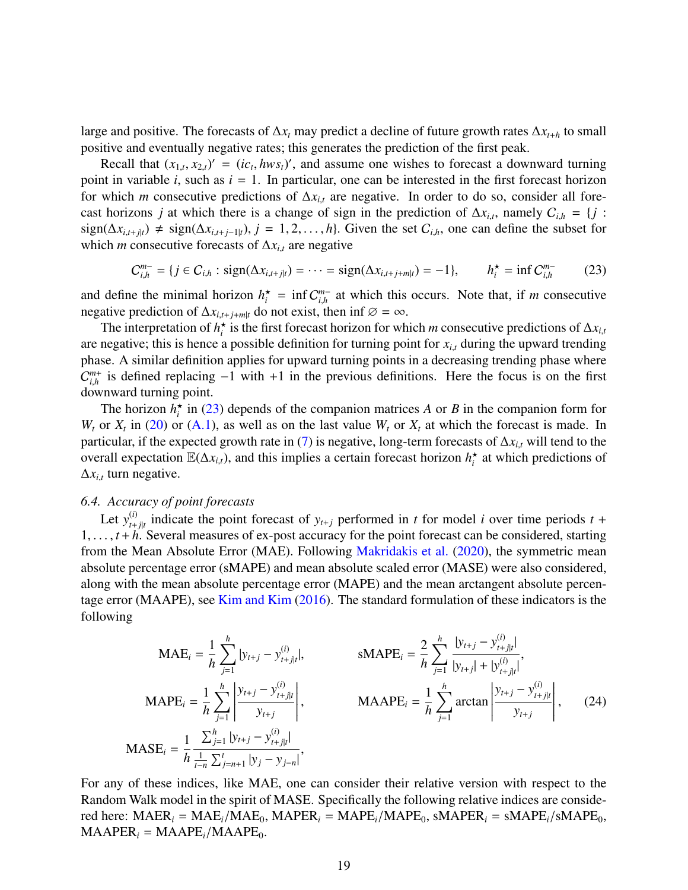large and positive. The forecasts of $\Delta x_t$ may predict a decline of future growth rates $\Delta x_{t+h}$ to small positive and eventually negative rates; this generates the prediction of the first peak.

Recall that $(x_{1,t}, x_{2,t})' = (ic_t, hws_t)'$, and assume one wishes to forecast a downward turning point in variable $i$, such as $i = 1$. In particular, one can be interested in the first forecast horizon for which $m$ consecutive predictions of $\Delta x_{i,t}$ are negative. In order to do so, consider all forecast horizons $j$ at which there is a change of sign in the prediction of $\Delta x_{i,t}$, namely $C_{i,h} = \{j : \text{sign}(\Delta x_{i,t+j|t}) \neq \text{sign}(\Delta x_{i,t+j-1|t}), j = 1, 2, \ldots, h\}$. Given the set $C_{i,h}$, one can define the subset for which $m$ consecutive forecasts of $\Delta x_{i,t}$ are negative

$$C_{i,h}^{m-} = \{j \in C_{i,h} : \text{sign}(\Delta x_{i,t+j|t}) = \cdots = \text{sign}(\Delta x_{i,t+j+m|t}) = -1\}, \qquad h_i^\star = \inf C_{i,h}^{m-} \tag{23}$$

and define the minimal horizon $h_i^\star = \inf C_{i,h}^{m-}$ at which this occurs. Note that, if $m$ consecutive negative prediction of $\Delta x_{i,t+j+m|t}$ do not exist, then $\inf \varnothing = \infty$.

The interpretation of $h_i^\star$ is the first forecast horizon for which $m$ consecutive predictions of $\Delta x_{i,t}$ are negative; this is hence a possible definition for turning point for $x_{i,t}$ during the upward trending phase. A similar definition applies for upward turning points in a decreasing trending phase where $C_{i,h}^{m+}$ is defined replacing $-1$ with $+1$ in the previous definitions. Here the focus is on the first downward turning point.

The horizon $h_i^\star$ in (23) depends of the companion matrices $A$ or $B$ in the companion form for $W_t$ or $X_t$ in (20) or (A.1), as well as on the last value $W_t$ or $X_t$ at which the forecast is made. In particular, if the expected growth rate in (7) is negative, long-term forecasts of $\Delta x_{i,t}$ will tend to the overall expectation $\mathbb{E}(\Delta x_{i,t})$, and this implies a certain forecast horizon $h_i^\star$ at which predictions of $\Delta x_{i,t}$ turn negative.

### *6.4. Accuracy of point forecasts*

Let $y_{t+j|t}^{(i)}$ indicate the point forecast of $y_{t+j}$ performed in $t$ for model $i$ over time periods $t + 1, \ldots, t + h$. Several measures of ex-post accuracy for the point forecast can be considered, starting from the Mean Absolute Error (MAE). Following Makridakis et al. (2020), the symmetric mean absolute percentage error (sMAPE) and mean absolute scaled error (MASE) were also considered, along with the mean absolute percentage error (MAPE) and the mean arctangent absolute percentage error (MAAPE), see Kim and Kim (2016). The standard formulation of these indicators is the following

$$\text{MAE}_i = \frac{1}{h}\sum_{j=1}^{h} |y_{t+j} - y_{t+j|t}^{(i)}|, \qquad \text{sMAPE}_i = \frac{2}{h}\sum_{j=1}^{h} \frac{|y_{t+j} - y_{t+j|t}^{(i)}|}{|y_{t+j}| + |y_{t+j|t}^{(i)}|},$$

$$\text{MAPE}_i = \frac{1}{h}\sum_{j=1}^{h} \left|\frac{y_{t+j} - y_{t+j|t}^{(i)}}{y_{t+j}}\right|, \qquad \text{MAAPE}_i = \frac{1}{h}\sum_{j=1}^{h} \arctan\left|\frac{y_{t+j} - y_{t+j|t}^{(i)}}{y_{t+j}}\right|, \tag{24}$$

$$\text{MASE}_i = \frac{1}{h}\frac{\sum_{j=1}^{h} |y_{t+j} - y_{t+j|t}^{(i)}|}{\frac{1}{t-n}\sum_{j=n+1}^{t} |y_j - y_{j-n}|},$$

For any of these indices, like MAE, one can consider their relative version with respect to the Random Walk model in the spirit of MASE. Specifically the following relative indices are considered here: $\text{MAER}_i = \text{MAE}_i/\text{MAE}_0$, $\text{MAPER}_i = \text{MAPE}_i/\text{MAPE}_0$, $\text{sMAPER}_i = \text{sMAPE}_i/\text{sMAPE}_0$, $\text{MAAPER}_i = \text{MAAPE}_i/\text{MAAPE}_0$.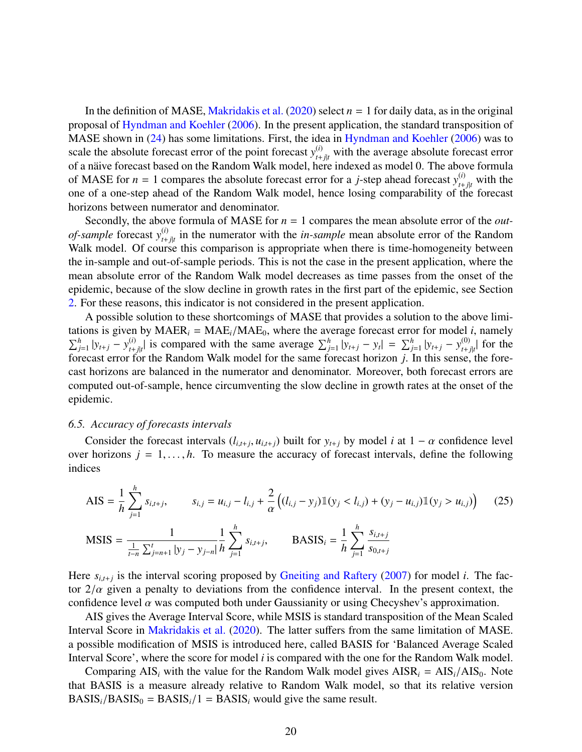In the definition of MASE, Makridakis et al. (2020) select $n = 1$ for daily data, as in the original proposal of Hyndman and Koehler (2006). In the present application, the standard transposition of MASE shown in (24) has some limitations. First, the idea in Hyndman and Koehler (2006) was to scale the absolute forecast error of the point forecast $y^{(i)}_{t+j|t}$ with the average absolute forecast error of a näive forecast based on the Random Walk model, here indexed as model 0. The above formula of MASE for $n = 1$ compares the absolute forecast error for a $j$-step ahead forecast $y^{(i)}_{t+j|t}$ with the one of a one-step ahead of the Random Walk model, hence losing comparability of the forecast horizons between numerator and denominator.

Secondly, the above formula of MASE for $n = 1$ compares the mean absolute error of the *out-of-sample* forecast $y^{(i)}_{t+j|t}$ in the numerator with the *in-sample* mean absolute error of the Random Walk model. Of course this comparison is appropriate when there is time-homogeneity between the in-sample and out-of-sample periods. This is not the case in the present application, where the mean absolute error of the Random Walk model decreases as time passes from the onset of the epidemic, because of the slow decline in growth rates in the first part of the epidemic, see Section 2. For these reasons, this indicator is not considered in the present application.

A possible solution to these shortcomings of MASE that provides a solution to the above limitations is given by $\text{MAER}_i = \text{MAE}_i/\text{MAE}_0$, where the average forecast error for model $i$, namely $\sum_{j=1}^{h} |y_{t+j} - y^{(i)}_{t+j|t}|$ is compared with the same average $\sum_{j=1}^{h} |y_{t+j} - y_t| = \sum_{j=1}^{h} |y_{t+j} - y^{(0)}_{t+j|t}|$ for the forecast error for the Random Walk model for the same forecast horizon $j$. In this sense, the forecast horizons are balanced in the numerator and denominator. Moreover, both forecast errors are computed out-of-sample, hence circumventing the slow decline in growth rates at the onset of the epidemic.

### 6.5. Accuracy of forecasts intervals

Consider the forecast intervals $(l_{i,t+j}, u_{i,t+j})$ built for $y_{t+j}$ by model $i$ at $1 - \alpha$ confidence level over horizons $j = 1, \ldots, h$. To measure the accuracy of forecast intervals, define the following indices

$$\text{AIS} = \frac{1}{h}\sum_{j=1}^{h} s_{i,t+j}, \qquad s_{i,j} = u_{i,j} - l_{i,j} + \frac{2}{\alpha}\Big((l_{i,j} - y_j)\mathbb{1}(y_j < l_{i,j}) + (y_j - u_{i,j})\mathbb{1}(y_j > u_{i,j})\Big) \tag{25}$$

$$\text{MSIS} = \frac{1}{\frac{1}{t-n}\sum_{j=n+1}^{t} |y_j - y_{j-n}|}\frac{1}{h}\sum_{j=1}^{h} s_{i,t+j}, \qquad \text{BASIS}_i = \frac{1}{h}\sum_{j=1}^{h}\frac{s_{i,t+j}}{s_{0,t+j}}$$

Here $s_{i,t+j}$ is the interval scoring proposed by Gneiting and Raftery (2007) for model $i$. The factor $2/\alpha$ given a penalty to deviations from the confidence interval. In the present context, the confidence level $\alpha$ was computed both under Gaussianity or using Checyshev's approximation.

AIS gives the Average Interval Score, while MSIS is standard transposition of the Mean Scaled Interval Score in Makridakis et al. (2020). The latter suffers from the same limitation of MASE. a possible modification of MSIS is introduced here, called BASIS for 'Balanced Average Scaled Interval Score', where the score for model $i$ is compared with the one for the Random Walk model.

Comparing $\text{AIS}_i$ with the value for the Random Walk model gives $\text{AISR}_i = \text{AIS}_i/\text{AIS}_0$. Note that BASIS is a measure already relative to Random Walk model, so that its relative version $\text{BASIS}_i/\text{BASIS}_0 = \text{BASIS}_i/1 = \text{BASIS}_i$ would give the same result.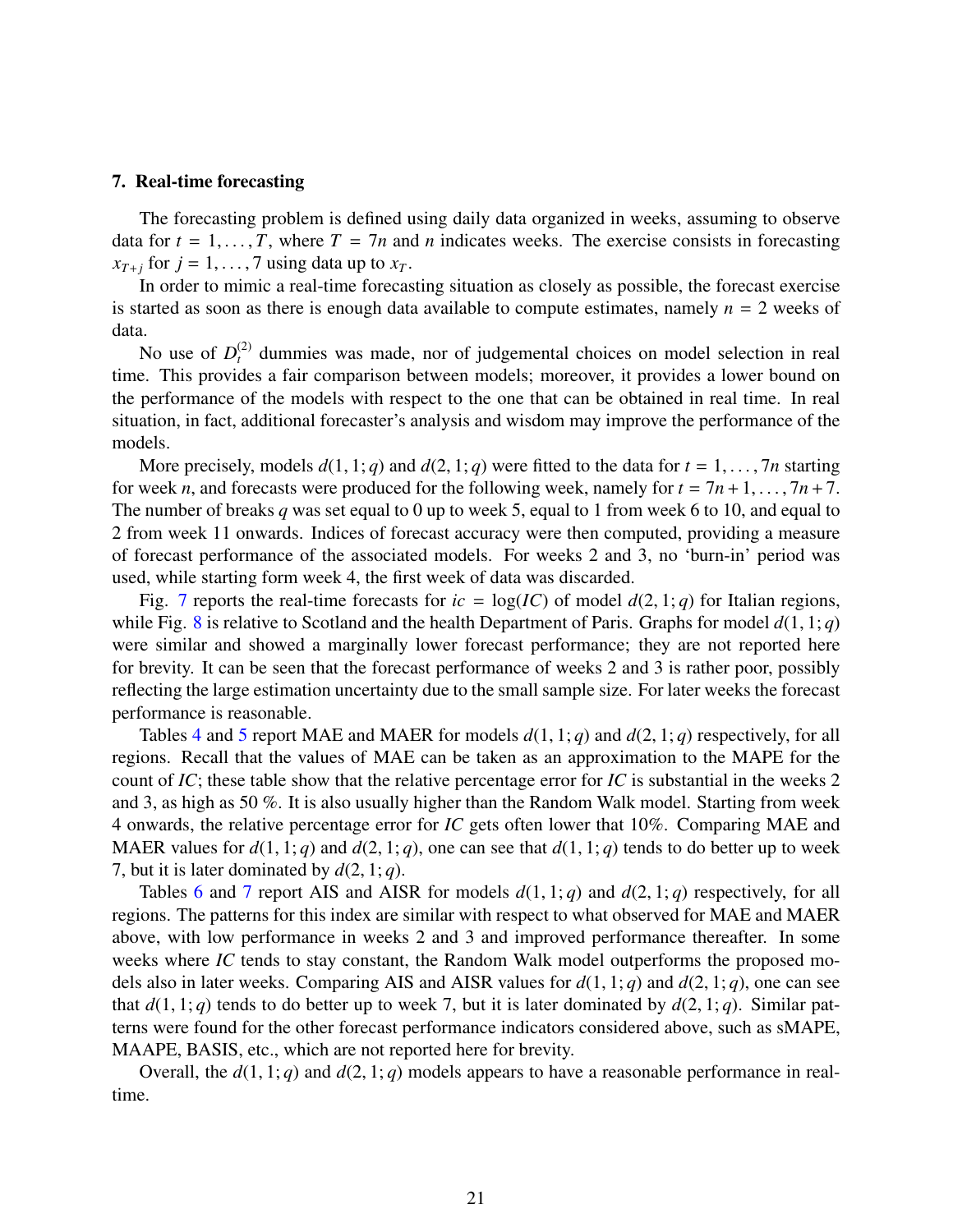## 7. Real-time forecasting

The forecasting problem is defined using daily data organized in weeks, assuming to observe data for $t = 1, \ldots, T$, where $T = 7n$ and $n$ indicates weeks. The exercise consists in forecasting $x_{T+j}$ for $j = 1, \ldots, 7$ using data up to $x_T$.

In order to mimic a real-time forecasting situation as closely as possible, the forecast exercise is started as soon as there is enough data available to compute estimates, namely $n = 2$ weeks of data.

No use of $D_t^{(2)}$ dummies was made, nor of judgemental choices on model selection in real time. This provides a fair comparison between models; moreover, it provides a lower bound on the performance of the models with respect to the one that can be obtained in real time. In real situation, in fact, additional forecaster's analysis and wisdom may improve the performance of the models.

More precisely, models $d(1, 1; q)$ and $d(2, 1; q)$ were fitted to the data for $t = 1, \ldots, 7n$ starting for week $n$, and forecasts were produced for the following week, namely for $t = 7n+1, \ldots, 7n+7$. The number of breaks $q$ was set equal to 0 up to week 5, equal to 1 from week 6 to 10, and equal to 2 from week 11 onwards. Indices of forecast accuracy were then computed, providing a measure of forecast performance of the associated models. For weeks 2 and 3, no 'burn-in' period was used, while starting form week 4, the first week of data was discarded.

Fig. 7 reports the real-time forecasts for $ic = \log(IC)$ of model $d(2, 1; q)$ for Italian regions, while Fig. 8 is relative to Scotland and the health Department of Paris. Graphs for model $d(1, 1; q)$ were similar and showed a marginally lower forecast performance; they are not reported here for brevity. It can be seen that the forecast performance of weeks 2 and 3 is rather poor, possibly reflecting the large estimation uncertainty due to the small sample size. For later weeks the forecast performance is reasonable.

Tables 4 and 5 report MAE and MAER for models $d(1, 1; q)$ and $d(2, 1; q)$ respectively, for all regions. Recall that the values of MAE can be taken as an approximation to the MAPE for the count of $IC$; these table show that the relative percentage error for $IC$ is substantial in the weeks 2 and 3, as high as 50 %. It is also usually higher than the Random Walk model. Starting from week 4 onwards, the relative percentage error for $IC$ gets often lower that 10%. Comparing MAE and MAER values for $d(1, 1; q)$ and $d(2, 1; q)$, one can see that $d(1, 1; q)$ tends to do better up to week 7, but it is later dominated by $d(2, 1; q)$.

Tables 6 and 7 report AIS and AISR for models $d(1, 1; q)$ and $d(2, 1; q)$ respectively, for all regions. The patterns for this index are similar with respect to what observed for MAE and MAER above, with low performance in weeks 2 and 3 and improved performance thereafter. In some weeks where $IC$ tends to stay constant, the Random Walk model outperforms the proposed models also in later weeks. Comparing AIS and AISR values for $d(1, 1; q)$ and $d(2, 1; q)$, one can see that $d(1, 1; q)$ tends to do better up to week 7, but it is later dominated by $d(2, 1; q)$. Similar patterns were found for the other forecast performance indicators considered above, such as sMAPE, MAAPE, BASIS, etc., which are not reported here for brevity.

Overall, the $d(1, 1; q)$ and $d(2, 1; q)$ models appears to have a reasonable performance in real-time.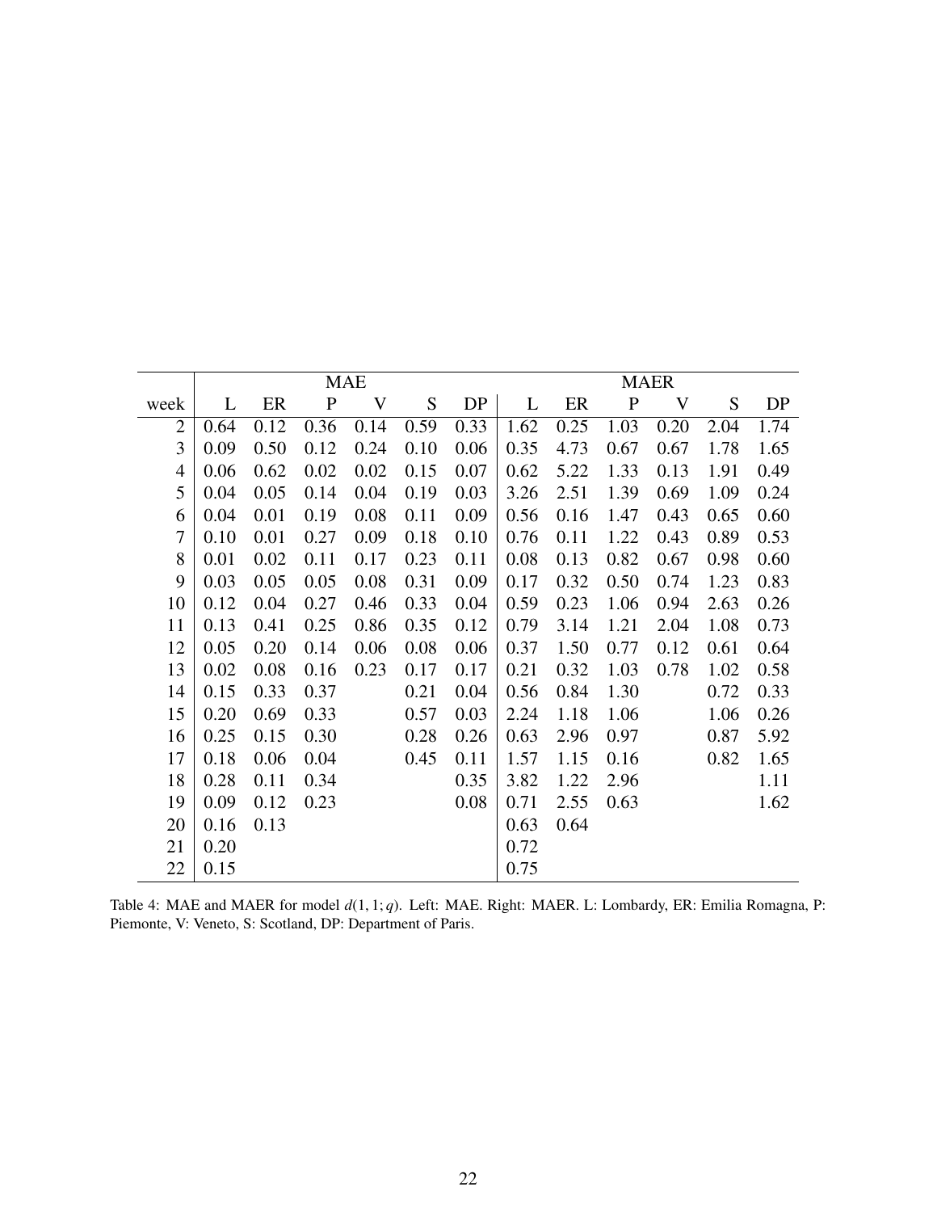| | MAE | | | | | | MAER | | | | | |
|---|---|---|---|---|---|---|---|---|---|---|---|---|
| week | L | ER | P | V | S | DP | L | ER | P | V | S | DP |
| 2 | 0.64 | 0.12 | 0.36 | 0.14 | 0.59 | 0.33 | 1.62 | 0.25 | 1.03 | 0.20 | 2.04 | 1.74 |
| 3 | 0.09 | 0.50 | 0.12 | 0.24 | 0.10 | 0.06 | 0.35 | 4.73 | 0.67 | 0.67 | 1.78 | 1.65 |
| 4 | 0.06 | 0.62 | 0.02 | 0.02 | 0.15 | 0.07 | 0.62 | 5.22 | 1.33 | 0.13 | 1.91 | 0.49 |
| 5 | 0.04 | 0.05 | 0.14 | 0.04 | 0.19 | 0.03 | 3.26 | 2.51 | 1.39 | 0.69 | 1.09 | 0.24 |
| 6 | 0.04 | 0.01 | 0.19 | 0.08 | 0.11 | 0.09 | 0.56 | 0.16 | 1.47 | 0.43 | 0.65 | 0.60 |
| 7 | 0.10 | 0.01 | 0.27 | 0.09 | 0.18 | 0.10 | 0.76 | 0.11 | 1.22 | 0.43 | 0.89 | 0.53 |
| 8 | 0.01 | 0.02 | 0.11 | 0.17 | 0.23 | 0.11 | 0.08 | 0.13 | 0.82 | 0.67 | 0.98 | 0.60 |
| 9 | 0.03 | 0.05 | 0.05 | 0.08 | 0.31 | 0.09 | 0.17 | 0.32 | 0.50 | 0.74 | 1.23 | 0.83 |
| 10 | 0.12 | 0.04 | 0.27 | 0.46 | 0.33 | 0.04 | 0.59 | 0.23 | 1.06 | 0.94 | 2.63 | 0.26 |
| 11 | 0.13 | 0.41 | 0.25 | 0.86 | 0.35 | 0.12 | 0.79 | 3.14 | 1.21 | 2.04 | 1.08 | 0.73 |
| 12 | 0.05 | 0.20 | 0.14 | 0.06 | 0.08 | 0.06 | 0.37 | 1.50 | 0.77 | 0.12 | 0.61 | 0.64 |
| 13 | 0.02 | 0.08 | 0.16 | 0.23 | 0.17 | 0.17 | 0.21 | 0.32 | 1.03 | 0.78 | 1.02 | 0.58 |
| 14 | 0.15 | 0.33 | 0.37 | | 0.21 | 0.04 | 0.56 | 0.84 | 1.30 | | 0.72 | 0.33 |
| 15 | 0.20 | 0.69 | 0.33 | | 0.57 | 0.03 | 2.24 | 1.18 | 1.06 | | 1.06 | 0.26 |
| 16 | 0.25 | 0.15 | 0.30 | | 0.28 | 0.26 | 0.63 | 2.96 | 0.97 | | 0.87 | 5.92 |
| 17 | 0.18 | 0.06 | 0.04 | | 0.45 | 0.11 | 1.57 | 1.15 | 0.16 | | 0.82 | 1.65 |
| 18 | 0.28 | 0.11 | 0.34 | | | 0.35 | 3.82 | 1.22 | 2.96 | | | 1.11 |
| 19 | 0.09 | 0.12 | 0.23 | | | 0.08 | 0.71 | 2.55 | 0.63 | | | 1.62 |
| 20 | 0.16 | 0.13 | | | | | 0.63 | 0.64 | | | | |
| 21 | 0.20 | | | | | | 0.72 | | | | | |
| 22 | 0.15 | | | | | | 0.75 | | | | | |

Table 4: MAE and MAER for model $d(1,1;q)$. Left: MAE. Right: MAER. L: Lombardy, ER: Emilia Romagna, P: Piemonte, V: Veneto, S: Scotland, DP: Department of Paris.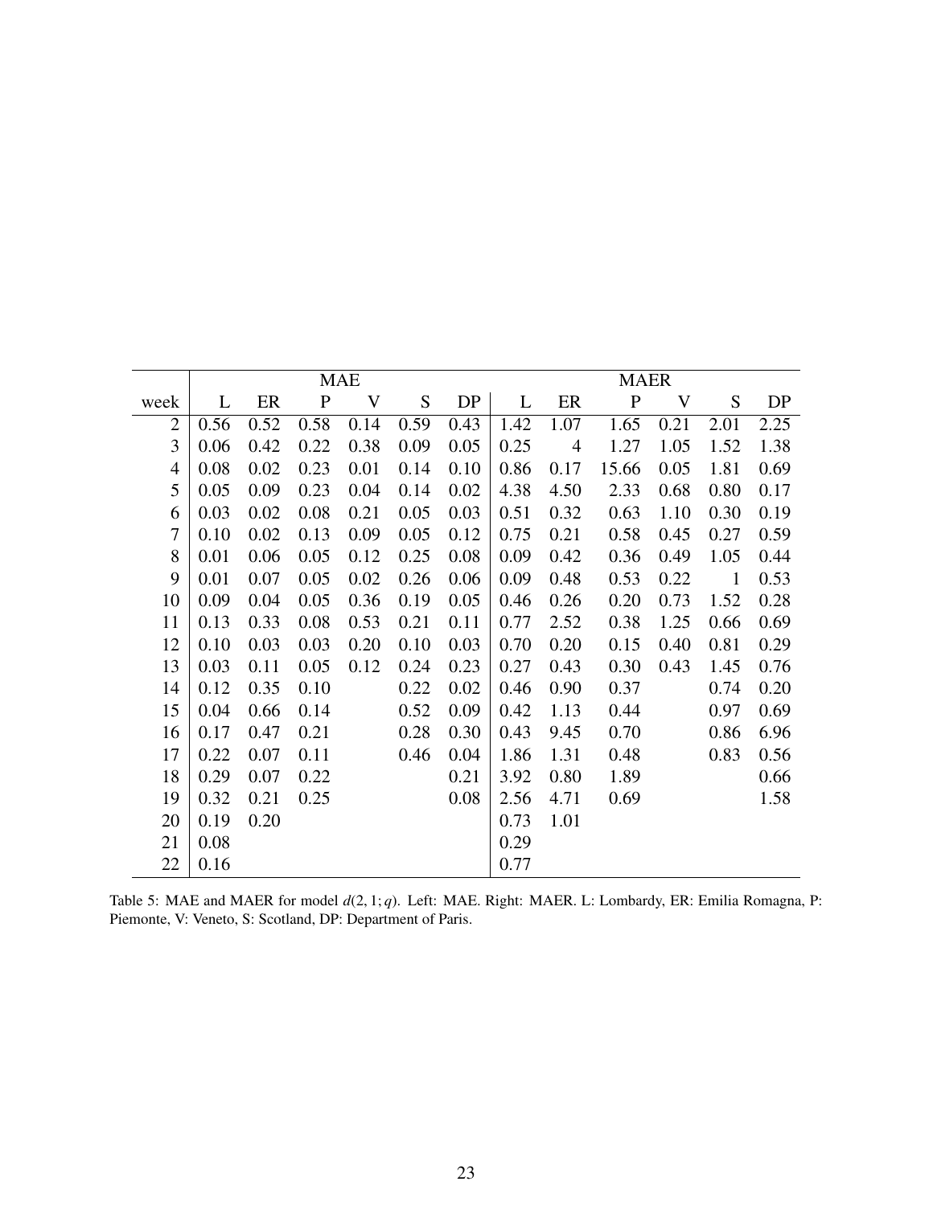| | MAE | | | | | | MAER | | | | | |
|---|---|---|---|---|---|---|---|---|---|---|---|---|
| week | L | ER | P | V | S | DP | L | ER | P | V | S | DP |
| 2 | 0.56 | 0.52 | 0.58 | 0.14 | 0.59 | 0.43 | 1.42 | 1.07 | 1.65 | 0.21 | 2.01 | 2.25 |
| 3 | 0.06 | 0.42 | 0.22 | 0.38 | 0.09 | 0.05 | 0.25 | 4 | 1.27 | 1.05 | 1.52 | 1.38 |
| 4 | 0.08 | 0.02 | 0.23 | 0.01 | 0.14 | 0.10 | 0.86 | 0.17 | 15.66 | 0.05 | 1.81 | 0.69 |
| 5 | 0.05 | 0.09 | 0.23 | 0.04 | 0.14 | 0.02 | 4.38 | 4.50 | 2.33 | 0.68 | 0.80 | 0.17 |
| 6 | 0.03 | 0.02 | 0.08 | 0.21 | 0.05 | 0.03 | 0.51 | 0.32 | 0.63 | 1.10 | 0.30 | 0.19 |
| 7 | 0.10 | 0.02 | 0.13 | 0.09 | 0.05 | 0.12 | 0.75 | 0.21 | 0.58 | 0.45 | 0.27 | 0.59 |
| 8 | 0.01 | 0.06 | 0.05 | 0.12 | 0.25 | 0.08 | 0.09 | 0.42 | 0.36 | 0.49 | 1.05 | 0.44 |
| 9 | 0.01 | 0.07 | 0.05 | 0.02 | 0.26 | 0.06 | 0.09 | 0.48 | 0.53 | 0.22 | 1 | 0.53 |
| 10 | 0.09 | 0.04 | 0.05 | 0.36 | 0.19 | 0.05 | 0.46 | 0.26 | 0.20 | 0.73 | 1.52 | 0.28 |
| 11 | 0.13 | 0.33 | 0.08 | 0.53 | 0.21 | 0.11 | 0.77 | 2.52 | 0.38 | 1.25 | 0.66 | 0.69 |
| 12 | 0.10 | 0.03 | 0.03 | 0.20 | 0.10 | 0.03 | 0.70 | 0.20 | 0.15 | 0.40 | 0.81 | 0.29 |
| 13 | 0.03 | 0.11 | 0.05 | 0.12 | 0.24 | 0.23 | 0.27 | 0.43 | 0.30 | 0.43 | 1.45 | 0.76 |
| 14 | 0.12 | 0.35 | 0.10 | | 0.22 | 0.02 | 0.46 | 0.90 | 0.37 | | 0.74 | 0.20 |
| 15 | 0.04 | 0.66 | 0.14 | | 0.52 | 0.09 | 0.42 | 1.13 | 0.44 | | 0.97 | 0.69 |
| 16 | 0.17 | 0.47 | 0.21 | | 0.28 | 0.30 | 0.43 | 9.45 | 0.70 | | 0.86 | 6.96 |
| 17 | 0.22 | 0.07 | 0.11 | | 0.46 | 0.04 | 1.86 | 1.31 | 0.48 | | 0.83 | 0.56 |
| 18 | 0.29 | 0.07 | 0.22 | | | 0.21 | 3.92 | 0.80 | 1.89 | | | 0.66 |
| 19 | 0.32 | 0.21 | 0.25 | | | 0.08 | 2.56 | 4.71 | 0.69 | | | 1.58 |
| 20 | 0.19 | 0.20 | | | | | 0.73 | 1.01 | | | | |
| 21 | 0.08 | | | | | | 0.29 | | | | | |
| 22 | 0.16 | | | | | | 0.77 | | | | | |

Table 5: MAE and MAER for model $d(2,1;q)$. Left: MAE. Right: MAER. L: Lombardy, ER: Emilia Romagna, P: Piemonte, V: Veneto, S: Scotland, DP: Department of Paris.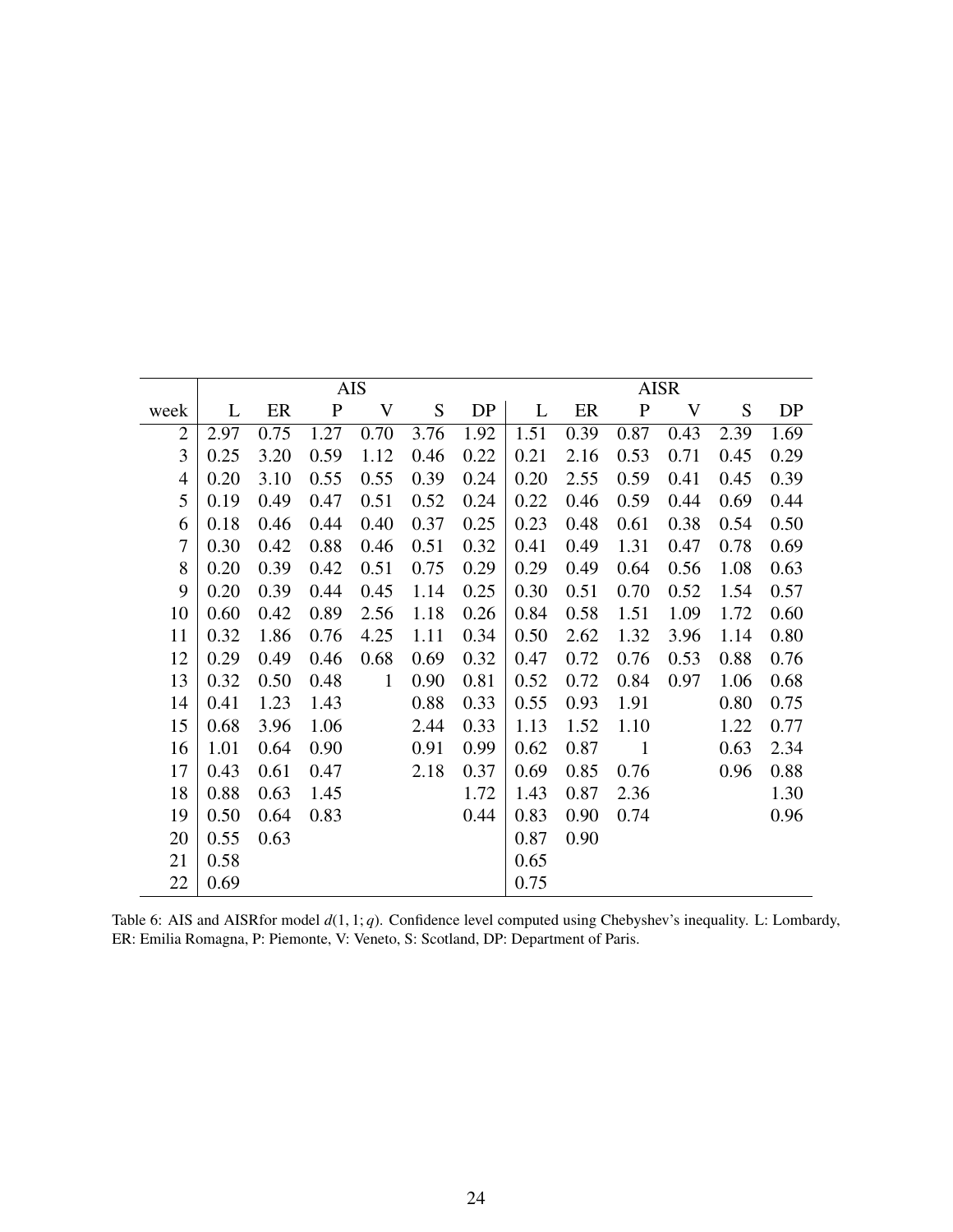| | AIS | | | | | | AISR | | | | | |
|---|---|---|---|---|---|---|---|---|---|---|---|---|
| week | L | ER | P | V | S | DP | L | ER | P | V | S | DP |
| 2 | 2.97 | 0.75 | 1.27 | 0.70 | 3.76 | 1.92 | 1.51 | 0.39 | 0.87 | 0.43 | 2.39 | 1.69 |
| 3 | 0.25 | 3.20 | 0.59 | 1.12 | 0.46 | 0.22 | 0.21 | 2.16 | 0.53 | 0.71 | 0.45 | 0.29 |
| 4 | 0.20 | 3.10 | 0.55 | 0.55 | 0.39 | 0.24 | 0.20 | 2.55 | 0.59 | 0.41 | 0.45 | 0.39 |
| 5 | 0.19 | 0.49 | 0.47 | 0.51 | 0.52 | 0.24 | 0.22 | 0.46 | 0.59 | 0.44 | 0.69 | 0.44 |
| 6 | 0.18 | 0.46 | 0.44 | 0.40 | 0.37 | 0.25 | 0.23 | 0.48 | 0.61 | 0.38 | 0.54 | 0.50 |
| 7 | 0.30 | 0.42 | 0.88 | 0.46 | 0.51 | 0.32 | 0.41 | 0.49 | 1.31 | 0.47 | 0.78 | 0.69 |
| 8 | 0.20 | 0.39 | 0.42 | 0.51 | 0.75 | 0.29 | 0.29 | 0.49 | 0.64 | 0.56 | 1.08 | 0.63 |
| 9 | 0.20 | 0.39 | 0.44 | 0.45 | 1.14 | 0.25 | 0.30 | 0.51 | 0.70 | 0.52 | 1.54 | 0.57 |
| 10 | 0.60 | 0.42 | 0.89 | 2.56 | 1.18 | 0.26 | 0.84 | 0.58 | 1.51 | 1.09 | 1.72 | 0.60 |
| 11 | 0.32 | 1.86 | 0.76 | 4.25 | 1.11 | 0.34 | 0.50 | 2.62 | 1.32 | 3.96 | 1.14 | 0.80 |
| 12 | 0.29 | 0.49 | 0.46 | 0.68 | 0.69 | 0.32 | 0.47 | 0.72 | 0.76 | 0.53 | 0.88 | 0.76 |
| 13 | 0.32 | 0.50 | 0.48 | 1 | 0.90 | 0.81 | 0.52 | 0.72 | 0.84 | 0.97 | 1.06 | 0.68 |
| 14 | 0.41 | 1.23 | 1.43 | | 0.88 | 0.33 | 0.55 | 0.93 | 1.91 | | 0.80 | 0.75 |
| 15 | 0.68 | 3.96 | 1.06 | | 2.44 | 0.33 | 1.13 | 1.52 | 1.10 | | 1.22 | 0.77 |
| 16 | 1.01 | 0.64 | 0.90 | | 0.91 | 0.99 | 0.62 | 0.87 | 1 | | 0.63 | 2.34 |
| 17 | 0.43 | 0.61 | 0.47 | | 2.18 | 0.37 | 0.69 | 0.85 | 0.76 | | 0.96 | 0.88 |
| 18 | 0.88 | 0.63 | 1.45 | | | 1.72 | 1.43 | 0.87 | 2.36 | | | 1.30 |
| 19 | 0.50 | 0.64 | 0.83 | | | 0.44 | 0.83 | 0.90 | 0.74 | | | 0.96 |
| 20 | 0.55 | 0.63 | | | | | 0.87 | 0.90 | | | | |
| 21 | 0.58 | | | | | | 0.65 | | | | | |
| 22 | 0.69 | | | | | | 0.75 | | | | | |

Table 6: AIS and AISRfor model $d(1, 1; q)$. Confidence level computed using Chebyshev's inequality. L: Lombardy, ER: Emilia Romagna, P: Piemonte, V: Veneto, S: Scotland, DP: Department of Paris.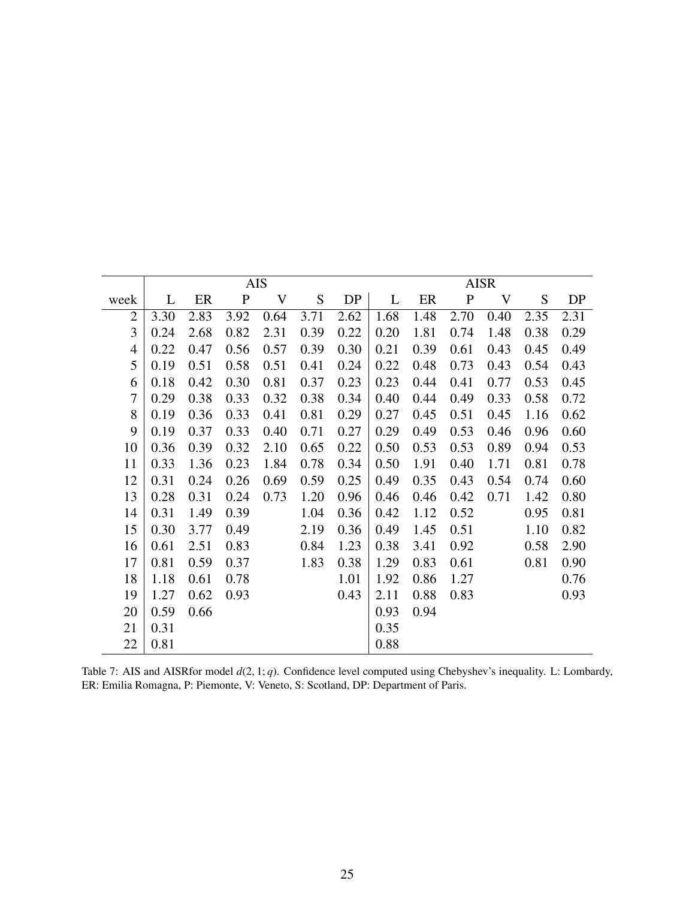| | AIS | | | | | | AISR | | | | | |
|---|---|---|---|---|---|---|---|---|---|---|---|---|
| week | L | ER | P | V | S | DP | L | ER | P | V | S | DP |
| 2 | 3.30 | 2.83 | 3.92 | 0.64 | 3.71 | 2.62 | 1.68 | 1.48 | 2.70 | 0.40 | 2.35 | 2.31 |
| 3 | 0.24 | 2.68 | 0.82 | 2.31 | 0.39 | 0.22 | 0.20 | 1.81 | 0.74 | 1.48 | 0.38 | 0.29 |
| 4 | 0.22 | 0.47 | 0.56 | 0.57 | 0.39 | 0.30 | 0.21 | 0.39 | 0.61 | 0.43 | 0.45 | 0.49 |
| 5 | 0.19 | 0.51 | 0.58 | 0.51 | 0.41 | 0.24 | 0.22 | 0.48 | 0.73 | 0.43 | 0.54 | 0.43 |
| 6 | 0.18 | 0.42 | 0.30 | 0.81 | 0.37 | 0.23 | 0.23 | 0.44 | 0.41 | 0.77 | 0.53 | 0.45 |
| 7 | 0.29 | 0.38 | 0.33 | 0.32 | 0.38 | 0.34 | 0.40 | 0.44 | 0.49 | 0.33 | 0.58 | 0.72 |
| 8 | 0.19 | 0.36 | 0.33 | 0.41 | 0.81 | 0.29 | 0.27 | 0.45 | 0.51 | 0.45 | 1.16 | 0.62 |
| 9 | 0.19 | 0.37 | 0.33 | 0.40 | 0.71 | 0.27 | 0.29 | 0.49 | 0.53 | 0.46 | 0.96 | 0.60 |
| 10 | 0.36 | 0.39 | 0.32 | 2.10 | 0.65 | 0.22 | 0.50 | 0.53 | 0.53 | 0.89 | 0.94 | 0.53 |
| 11 | 0.33 | 1.36 | 0.23 | 1.84 | 0.78 | 0.34 | 0.50 | 1.91 | 0.40 | 1.71 | 0.81 | 0.78 |
| 12 | 0.31 | 0.24 | 0.26 | 0.69 | 0.59 | 0.25 | 0.49 | 0.35 | 0.43 | 0.54 | 0.74 | 0.60 |
| 13 | 0.28 | 0.31 | 0.24 | 0.73 | 1.20 | 0.96 | 0.46 | 0.46 | 0.42 | 0.71 | 1.42 | 0.80 |
| 14 | 0.31 | 1.49 | 0.39 | | 1.04 | 0.36 | 0.42 | 1.12 | 0.52 | | 0.95 | 0.81 |
| 15 | 0.30 | 3.77 | 0.49 | | 2.19 | 0.36 | 0.49 | 1.45 | 0.51 | | 1.10 | 0.82 |
| 16 | 0.61 | 2.51 | 0.83 | | 0.84 | 1.23 | 0.38 | 3.41 | 0.92 | | 0.58 | 2.90 |
| 17 | 0.81 | 0.59 | 0.37 | | 1.83 | 0.38 | 1.29 | 0.83 | 0.61 | | 0.81 | 0.90 |
| 18 | 1.18 | 0.61 | 0.78 | | | 1.01 | 1.92 | 0.86 | 1.27 | | | 0.76 |
| 19 | 1.27 | 0.62 | 0.93 | | | 0.43 | 2.11 | 0.88 | 0.83 | | | 0.93 |
| 20 | 0.59 | 0.66 | | | | | 0.93 | 0.94 | | | | |
| 21 | 0.31 | | | | | | 0.35 | | | | | |
| 22 | 0.81 | | | | | | 0.88 | | | | | |

Table 7: AIS and AISRfor model $d(2,1;q)$. Confidence level computed using Chebyshev's inequality. L: Lombardy, ER: Emilia Romagna, P: Piemonte, V: Veneto, S: Scotland, DP: Department of Paris.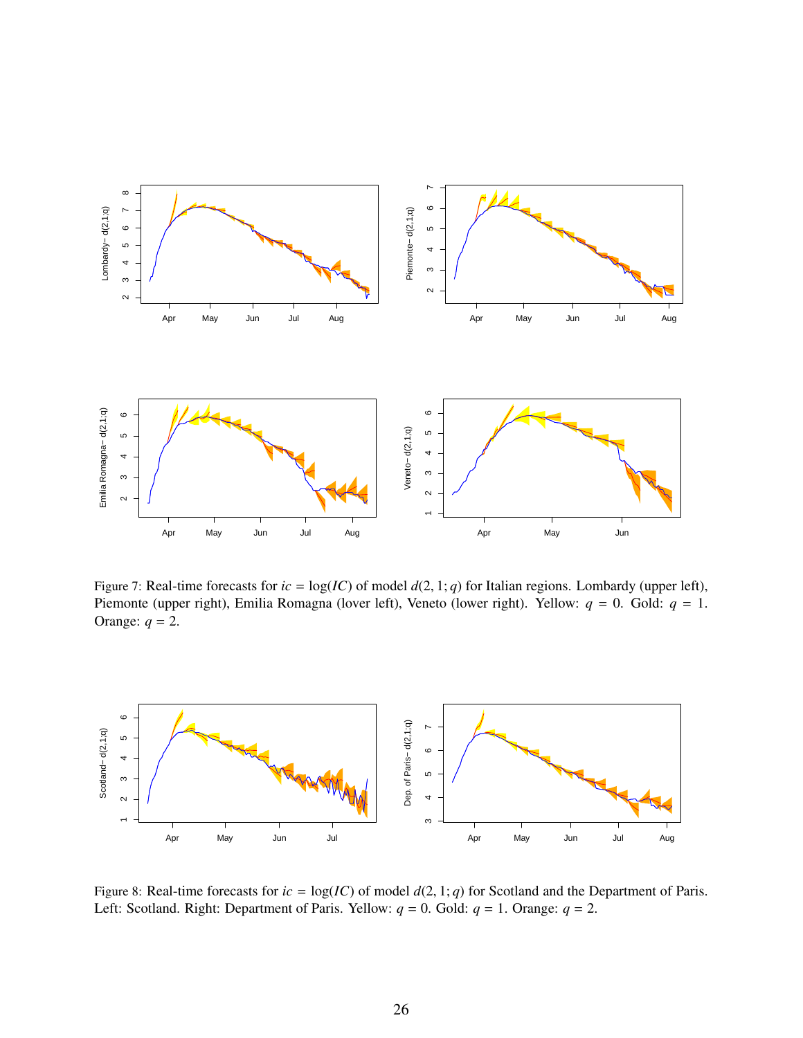Figure 7: Real-time forecasts for $ic = \log(IC)$ of model $d(2, 1; q)$ for Italian regions. Lombardy (upper left), Piemonte (upper right), Emilia Romagna (lover left), Veneto (lower right). Yellow: $q = 0$. Gold: $q = 1$. Orange: $q = 2$.

Figure 8: Real-time forecasts for $ic = \log(IC)$ of model $d(2, 1; q)$ for Scotland and the Department of Paris. Left: Scotland. Right: Department of Paris. Yellow: $q = 0$. Gold: $q = 1$. Orange: $q = 2$.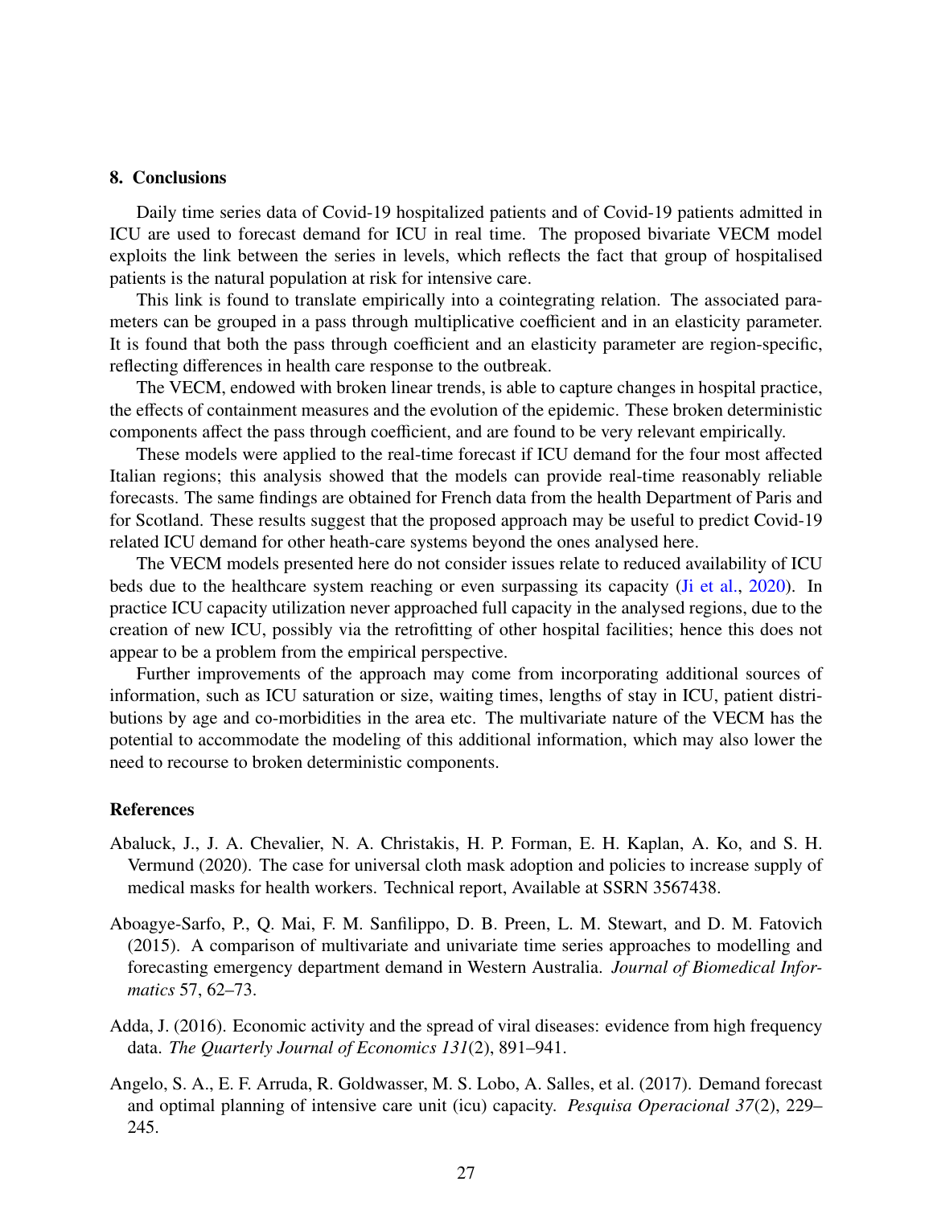## 8. Conclusions

Daily time series data of Covid-19 hospitalized patients and of Covid-19 patients admitted in ICU are used to forecast demand for ICU in real time. The proposed bivariate VECM model exploits the link between the series in levels, which reflects the fact that group of hospitalised patients is the natural population at risk for intensive care.

This link is found to translate empirically into a cointegrating relation. The associated parameters can be grouped in a pass through multiplicative coefficient and in an elasticity parameter. It is found that both the pass through coefficient and an elasticity parameter are region-specific, reflecting differences in health care response to the outbreak.

The VECM, endowed with broken linear trends, is able to capture changes in hospital practice, the effects of containment measures and the evolution of the epidemic. These broken deterministic components affect the pass through coefficient, and are found to be very relevant empirically.

These models were applied to the real-time forecast if ICU demand for the four most affected Italian regions; this analysis showed that the models can provide real-time reasonably reliable forecasts. The same findings are obtained for French data from the health Department of Paris and for Scotland. These results suggest that the proposed approach may be useful to predict Covid-19 related ICU demand for other heath-care systems beyond the ones analysed here.

The VECM models presented here do not consider issues relate to reduced availability of ICU beds due to the healthcare system reaching or even surpassing its capacity (Ji et al., 2020). In practice ICU capacity utilization never approached full capacity in the analysed regions, due to the creation of new ICU, possibly via the retrofitting of other hospital facilities; hence this does not appear to be a problem from the empirical perspective.

Further improvements of the approach may come from incorporating additional sources of information, such as ICU saturation or size, waiting times, lengths of stay in ICU, patient distributions by age and co-morbidities in the area etc. The multivariate nature of the VECM has the potential to accommodate the modeling of this additional information, which may also lower the need to recourse to broken deterministic components.

## References

Abaluck, J., J. A. Chevalier, N. A. Christakis, H. P. Forman, E. H. Kaplan, A. Ko, and S. H. Vermund (2020). The case for universal cloth mask adoption and policies to increase supply of medical masks for health workers. Technical report, Available at SSRN 3567438.

Aboagye-Sarfo, P., Q. Mai, F. M. Sanfilippo, D. B. Preen, L. M. Stewart, and D. M. Fatovich (2015). A comparison of multivariate and univariate time series approaches to modelling and forecasting emergency department demand in Western Australia. *Journal of Biomedical Informatics* 57, 62–73.

Adda, J. (2016). Economic activity and the spread of viral diseases: evidence from high frequency data. *The Quarterly Journal of Economics 131*(2), 891–941.

Angelo, S. A., E. F. Arruda, R. Goldwasser, M. S. Lobo, A. Salles, et al. (2017). Demand forecast and optimal planning of intensive care unit (icu) capacity. *Pesquisa Operacional 37*(2), 229–245.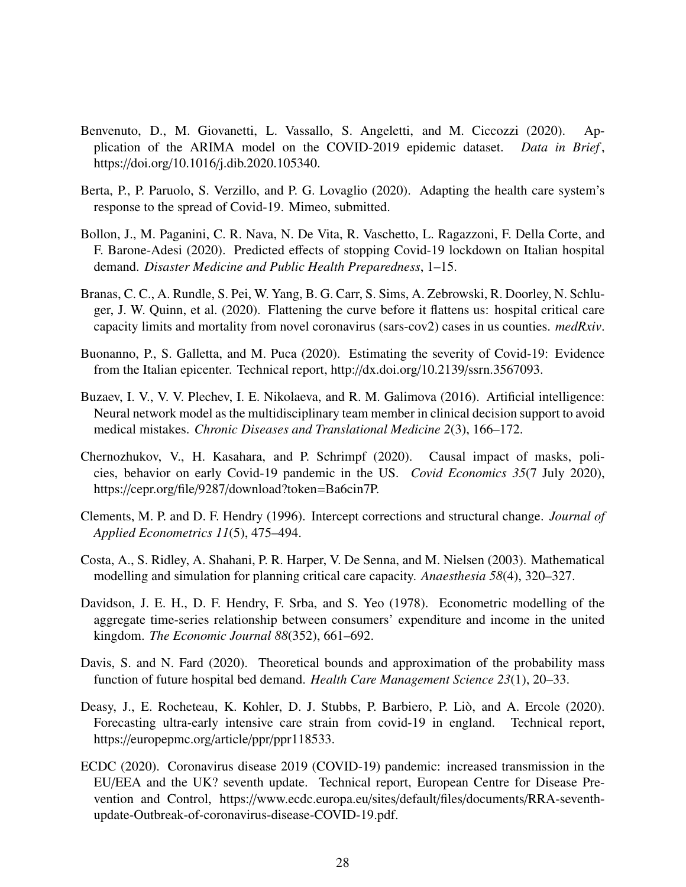Benvenuto, D., M. Giovanetti, L. Vassallo, S. Angeletti, and M. Ciccozzi (2020). Application of the ARIMA model on the COVID-2019 epidemic dataset. *Data in Brief*, https://doi.org/10.1016/j.dib.2020.105340.

Berta, P., P. Paruolo, S. Verzillo, and P. G. Lovaglio (2020). Adapting the health care system's response to the spread of Covid-19. Mimeo, submitted.

Bollon, J., M. Paganini, C. R. Nava, N. De Vita, R. Vaschetto, L. Ragazzoni, F. Della Corte, and F. Barone-Adesi (2020). Predicted effects of stopping Covid-19 lockdown on Italian hospital demand. *Disaster Medicine and Public Health Preparedness*, 1–15.

Branas, C. C., A. Rundle, S. Pei, W. Yang, B. G. Carr, S. Sims, A. Zebrowski, R. Doorley, N. Schluger, J. W. Quinn, et al. (2020). Flattening the curve before it flattens us: hospital critical care capacity limits and mortality from novel coronavirus (sars-cov2) cases in us counties. *medRxiv*.

Buonanno, P., S. Galletta, and M. Puca (2020). Estimating the severity of Covid-19: Evidence from the Italian epicenter. Technical report, http://dx.doi.org/10.2139/ssrn.3567093.

Buzaev, I. V., V. V. Plechev, I. E. Nikolaeva, and R. M. Galimova (2016). Artificial intelligence: Neural network model as the multidisciplinary team member in clinical decision support to avoid medical mistakes. *Chronic Diseases and Translational Medicine 2*(3), 166–172.

Chernozhukov, V., H. Kasahara, and P. Schrimpf (2020). Causal impact of masks, policies, behavior on early Covid-19 pandemic in the US. *Covid Economics 35*(7 July 2020), https://cepr.org/file/9287/download?token=Ba6cin7P.

Clements, M. P. and D. F. Hendry (1996). Intercept corrections and structural change. *Journal of Applied Econometrics 11*(5), 475–494.

Costa, A., S. Ridley, A. Shahani, P. R. Harper, V. De Senna, and M. Nielsen (2003). Mathematical modelling and simulation for planning critical care capacity. *Anaesthesia 58*(4), 320–327.

Davidson, J. E. H., D. F. Hendry, F. Srba, and S. Yeo (1978). Econometric modelling of the aggregate time-series relationship between consumers' expenditure and income in the united kingdom. *The Economic Journal 88*(352), 661–692.

Davis, S. and N. Fard (2020). Theoretical bounds and approximation of the probability mass function of future hospital bed demand. *Health Care Management Science 23*(1), 20–33.

Deasy, J., E. Rocheteau, K. Kohler, D. J. Stubbs, P. Barbiero, P. Liò, and A. Ercole (2020). Forecasting ultra-early intensive care strain from covid-19 in england. Technical report, https://europepmc.org/article/ppr/ppr118533.

ECDC (2020). Coronavirus disease 2019 (COVID-19) pandemic: increased transmission in the EU/EEA and the UK? seventh update. Technical report, European Centre for Disease Prevention and Control, https://www.ecdc.europa.eu/sites/default/files/documents/RRA-seventh-update-Outbreak-of-coronavirus-disease-COVID-19.pdf.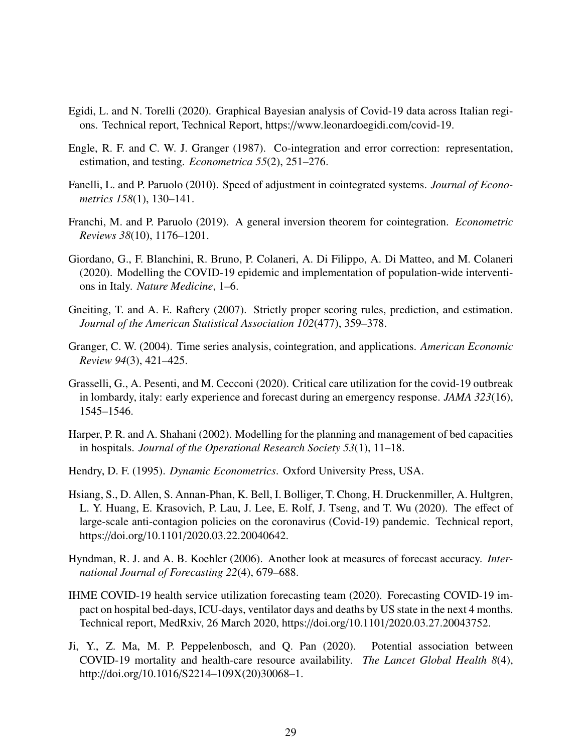Egidi, L. and N. Torelli (2020). Graphical Bayesian analysis of Covid-19 data across Italian regions. Technical report, Technical Report, https://www.leonardoegidi.com/covid-19.

Engle, R. F. and C. W. J. Granger (1987). Co-integration and error correction: representation, estimation, and testing. *Econometrica 55*(2), 251–276.

Fanelli, L. and P. Paruolo (2010). Speed of adjustment in cointegrated systems. *Journal of Econometrics 158*(1), 130–141.

Franchi, M. and P. Paruolo (2019). A general inversion theorem for cointegration. *Econometric Reviews 38*(10), 1176–1201.

Giordano, G., F. Blanchini, R. Bruno, P. Colaneri, A. Di Filippo, A. Di Matteo, and M. Colaneri (2020). Modelling the COVID-19 epidemic and implementation of population-wide interventions in Italy. *Nature Medicine*, 1–6.

Gneiting, T. and A. E. Raftery (2007). Strictly proper scoring rules, prediction, and estimation. *Journal of the American Statistical Association 102*(477), 359–378.

Granger, C. W. (2004). Time series analysis, cointegration, and applications. *American Economic Review 94*(3), 421–425.

Grasselli, G., A. Pesenti, and M. Cecconi (2020). Critical care utilization for the covid-19 outbreak in lombardy, italy: early experience and forecast during an emergency response. *JAMA 323*(16), 1545–1546.

Harper, P. R. and A. Shahani (2002). Modelling for the planning and management of bed capacities in hospitals. *Journal of the Operational Research Society 53*(1), 11–18.

Hendry, D. F. (1995). *Dynamic Econometrics*. Oxford University Press, USA.

Hsiang, S., D. Allen, S. Annan-Phan, K. Bell, I. Bolliger, T. Chong, H. Druckenmiller, A. Hultgren, L. Y. Huang, E. Krasovich, P. Lau, J. Lee, E. Rolf, J. Tseng, and T. Wu (2020). The effect of large-scale anti-contagion policies on the coronavirus (Covid-19) pandemic. Technical report, https://doi.org/10.1101/2020.03.22.20040642.

Hyndman, R. J. and A. B. Koehler (2006). Another look at measures of forecast accuracy. *International Journal of Forecasting 22*(4), 679–688.

IHME COVID-19 health service utilization forecasting team (2020). Forecasting COVID-19 impact on hospital bed-days, ICU-days, ventilator days and deaths by US state in the next 4 months. Technical report, MedRxiv, 26 March 2020, https://doi.org/10.1101/2020.03.27.20043752.

Ji, Y., Z. Ma, M. P. Peppelenbosch, and Q. Pan (2020). Potential association between COVID-19 mortality and health-care resource availability. *The Lancet Global Health 8*(4), http://doi.org/10.1016/S2214–109X(20)30068–1.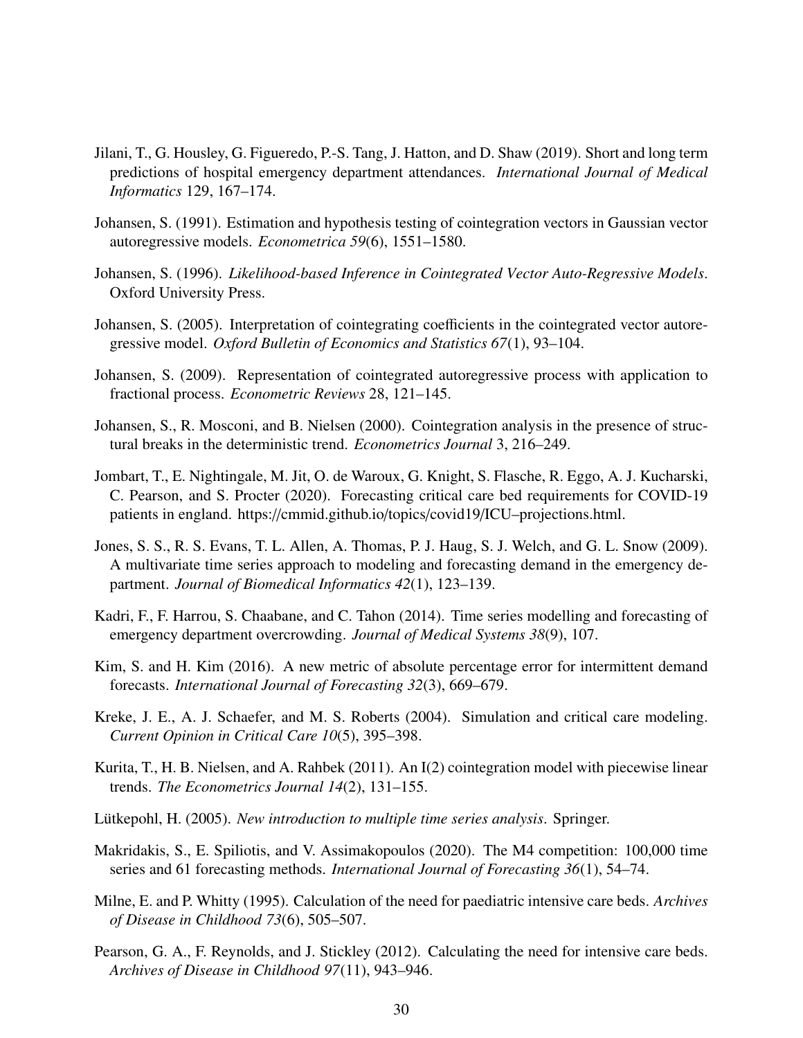Jilani, T., G. Housley, G. Figueredo, P.-S. Tang, J. Hatton, and D. Shaw (2019). Short and long term predictions of hospital emergency department attendances. *International Journal of Medical Informatics* 129, 167–174.

Johansen, S. (1991). Estimation and hypothesis testing of cointegration vectors in Gaussian vector autoregressive models. *Econometrica 59*(6), 1551–1580.

Johansen, S. (1996). *Likelihood-based Inference in Cointegrated Vector Auto-Regressive Models*. Oxford University Press.

Johansen, S. (2005). Interpretation of cointegrating coefficients in the cointegrated vector autoregressive model. *Oxford Bulletin of Economics and Statistics 67*(1), 93–104.

Johansen, S. (2009). Representation of cointegrated autoregressive process with application to fractional process. *Econometric Reviews* 28, 121–145.

Johansen, S., R. Mosconi, and B. Nielsen (2000). Cointegration analysis in the presence of structural breaks in the deterministic trend. *Econometrics Journal* 3, 216–249.

Jombart, T., E. Nightingale, M. Jit, O. de Waroux, G. Knight, S. Flasche, R. Eggo, A. J. Kucharski, C. Pearson, and S. Procter (2020). Forecasting critical care bed requirements for COVID-19 patients in england. https://cmmid.github.io/topics/covid19/ICU–projections.html.

Jones, S. S., R. S. Evans, T. L. Allen, A. Thomas, P. J. Haug, S. J. Welch, and G. L. Snow (2009). A multivariate time series approach to modeling and forecasting demand in the emergency department. *Journal of Biomedical Informatics 42*(1), 123–139.

Kadri, F., F. Harrou, S. Chaabane, and C. Tahon (2014). Time series modelling and forecasting of emergency department overcrowding. *Journal of Medical Systems 38*(9), 107.

Kim, S. and H. Kim (2016). A new metric of absolute percentage error for intermittent demand forecasts. *International Journal of Forecasting 32*(3), 669–679.

Kreke, J. E., A. J. Schaefer, and M. S. Roberts (2004). Simulation and critical care modeling. *Current Opinion in Critical Care 10*(5), 395–398.

Kurita, T., H. B. Nielsen, and A. Rahbek (2011). An I(2) cointegration model with piecewise linear trends. *The Econometrics Journal 14*(2), 131–155.

Lütkepohl, H. (2005). *New introduction to multiple time series analysis*. Springer.

Makridakis, S., E. Spiliotis, and V. Assimakopoulos (2020). The M4 competition: 100,000 time series and 61 forecasting methods. *International Journal of Forecasting 36*(1), 54–74.

Milne, E. and P. Whitty (1995). Calculation of the need for paediatric intensive care beds. *Archives of Disease in Childhood 73*(6), 505–507.

Pearson, G. A., F. Reynolds, and J. Stickley (2012). Calculating the need for intensive care beds. *Archives of Disease in Childhood 97*(11), 943–946.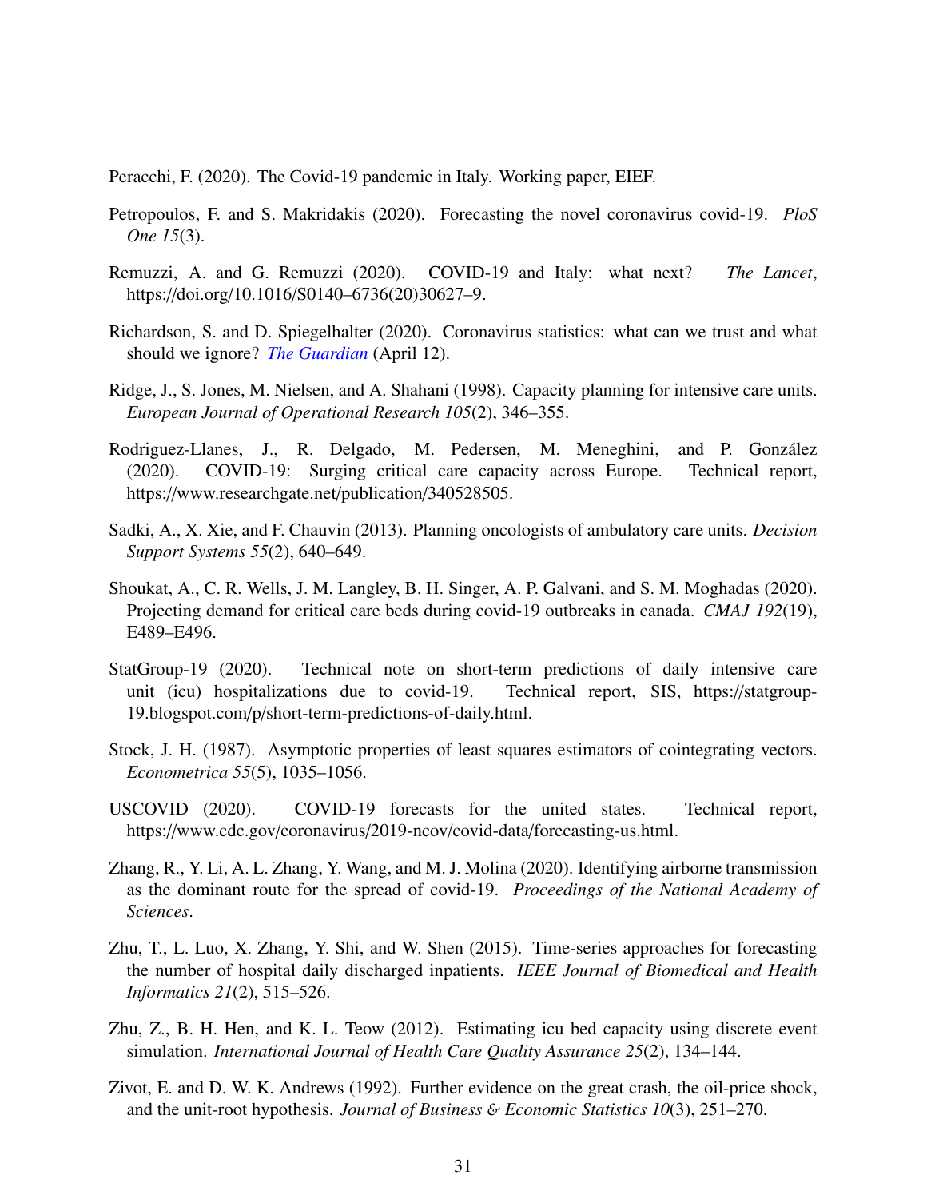Peracchi, F. (2020). The Covid-19 pandemic in Italy. Working paper, EIEF.

Petropoulos, F. and S. Makridakis (2020). Forecasting the novel coronavirus covid-19. *PloS One 15*(3).

Remuzzi, A. and G. Remuzzi (2020). COVID-19 and Italy: what next? *The Lancet*, https://doi.org/10.1016/S0140–6736(20)30627–9.

Richardson, S. and D. Spiegelhalter (2020). Coronavirus statistics: what can we trust and what should we ignore? *The Guardian* (April 12).

Ridge, J., S. Jones, M. Nielsen, and A. Shahani (1998). Capacity planning for intensive care units. *European Journal of Operational Research 105*(2), 346–355.

Rodriguez-Llanes, J., R. Delgado, M. Pedersen, M. Meneghini, and P. González (2020). COVID-19: Surging critical care capacity across Europe. Technical report, https://www.researchgate.net/publication/340528505.

Sadki, A., X. Xie, and F. Chauvin (2013). Planning oncologists of ambulatory care units. *Decision Support Systems 55*(2), 640–649.

Shoukat, A., C. R. Wells, J. M. Langley, B. H. Singer, A. P. Galvani, and S. M. Moghadas (2020). Projecting demand for critical care beds during covid-19 outbreaks in canada. *CMAJ 192*(19), E489–E496.

StatGroup-19 (2020). Technical note on short-term predictions of daily intensive care unit (icu) hospitalizations due to covid-19. Technical report, SIS, https://statgroup-19.blogspot.com/p/short-term-predictions-of-daily.html.

Stock, J. H. (1987). Asymptotic properties of least squares estimators of cointegrating vectors. *Econometrica 55*(5), 1035–1056.

USCOVID (2020). COVID-19 forecasts for the united states. Technical report, https://www.cdc.gov/coronavirus/2019-ncov/covid-data/forecasting-us.html.

Zhang, R., Y. Li, A. L. Zhang, Y. Wang, and M. J. Molina (2020). Identifying airborne transmission as the dominant route for the spread of covid-19. *Proceedings of the National Academy of Sciences*.

Zhu, T., L. Luo, X. Zhang, Y. Shi, and W. Shen (2015). Time-series approaches for forecasting the number of hospital daily discharged inpatients. *IEEE Journal of Biomedical and Health Informatics 21*(2), 515–526.

Zhu, Z., B. H. Hen, and K. L. Teow (2012). Estimating icu bed capacity using discrete event simulation. *International Journal of Health Care Quality Assurance 25*(2), 134–144.

Zivot, E. and D. W. K. Andrews (1992). Further evidence on the great crash, the oil-price shock, and the unit-root hypothesis. *Journal of Business & Economic Statistics 10*(3), 251–270.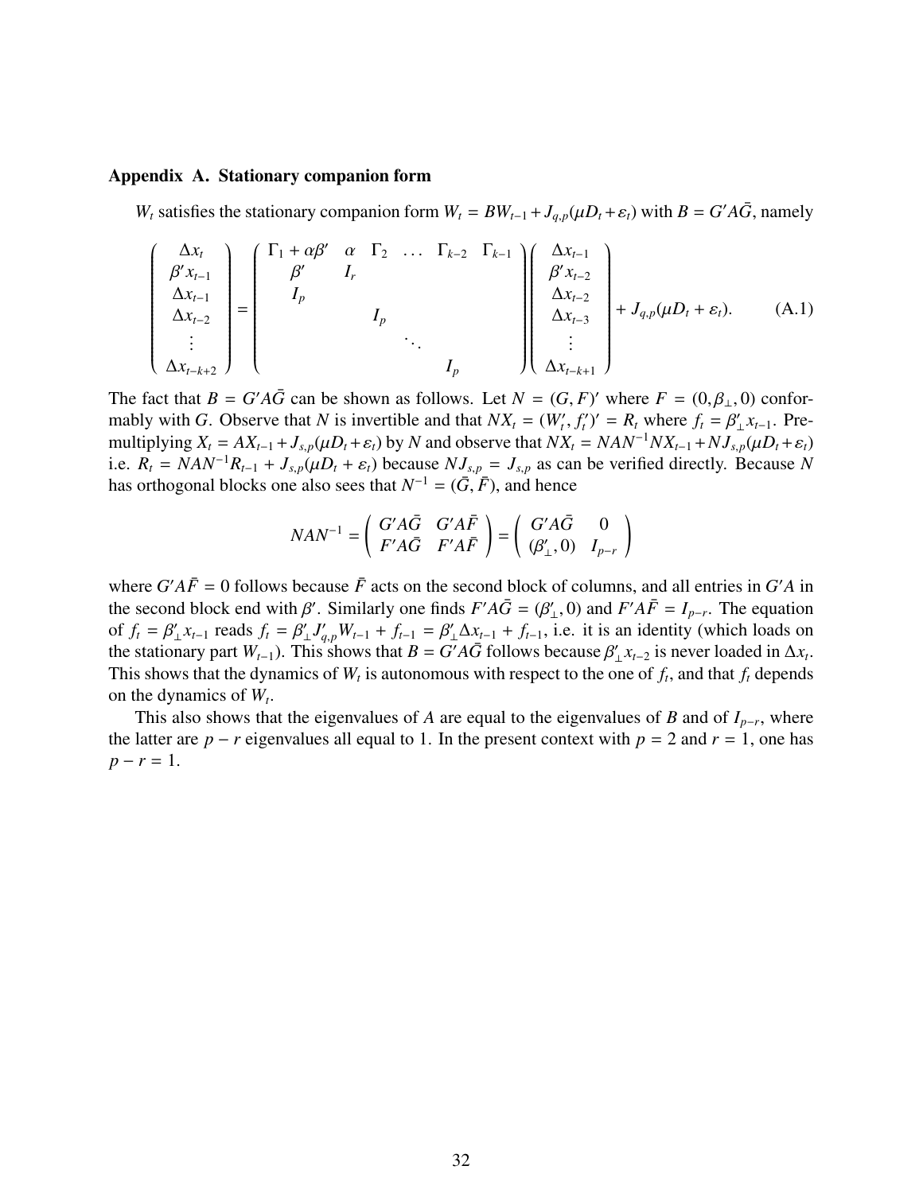## Appendix A. Stationary companion form

$W_t$ satisfies the stationary companion form $W_t = BW_{t-1} + J_{q,p}(\mu D_t + \varepsilon_t)$ with $B = G'A\bar{G}$, namely

$$\begin{pmatrix} \Delta x_t \\ \beta' x_{t-1} \\ \Delta x_{t-1} \\ \Delta x_{t-2} \\ \vdots \\ \Delta x_{t-k+2} \end{pmatrix} = \begin{pmatrix} \Gamma_1 + \alpha\beta' & \alpha & \Gamma_2 & \dots & \Gamma_{k-2} & \Gamma_{k-1} \\ \beta' & I_r & & & & \\ I_p & & & & & \\ & & I_p & & & \\ & & & \ddots & & \\ & & & & I_p & \end{pmatrix} \begin{pmatrix} \Delta x_{t-1} \\ \beta' x_{t-2} \\ \Delta x_{t-2} \\ \Delta x_{t-3} \\ \vdots \\ \Delta x_{t-k+1} \end{pmatrix} + J_{q,p}(\mu D_t + \varepsilon_t). \tag{A.1}$$

The fact that $B = G'A\bar{G}$ can be shown as follows. Let $N = (G, F)'$ where $F = (0, \beta_\perp, 0)$ conformably with $G$. Observe that $N$ is invertible and that $NX_t = (W_t', f_t')' = R_t$ where $f_t = \beta_\perp' x_{t-1}$. Premultiplying $X_t = AX_{t-1} + J_{s,p}(\mu D_t + \varepsilon_t)$ by $N$ and observe that $NX_t = NAN^{-1}NX_{t-1} + NJ_{s,p}(\mu D_t + \varepsilon_t)$ i.e. $R_t = NAN^{-1}R_{t-1} + J_{s,p}(\mu D_t + \varepsilon_t)$ because $NJ_{s,p} = J_{s,p}$ as can be verified directly. Because $N$ has orthogonal blocks one also sees that $N^{-1} = (\bar{G}, \bar{F})$, and hence

$$NAN^{-1} = \begin{pmatrix} G'A\bar{G} & G'A\bar{F} \\ F'A\bar{G} & F'A\bar{F} \end{pmatrix} = \begin{pmatrix} G'A\bar{G} & 0 \\ (\beta_\perp', 0) & I_{p-r} \end{pmatrix}$$

where $G'A\bar{F} = 0$ follows because $\bar{F}$ acts on the second block of columns, and all entries in $G'A$ in the second block end with $\beta'$. Similarly one finds $F'A\bar{G} = (\beta_\perp', 0)$ and $F'A\bar{F} = I_{p-r}$. The equation of $f_t = \beta_\perp' x_{t-1}$ reads $f_t = \beta_\perp' J_{q,p}' W_{t-1} + f_{t-1} = \beta_\perp' \Delta x_{t-1} + f_{t-1}$, i.e. it is an identity (which loads on the stationary part $W_{t-1}$). This shows that $B = G'A\bar{G}$ follows because $\beta_\perp' x_{t-2}$ is never loaded in $\Delta x_t$. This shows that the dynamics of $W_t$ is autonomous with respect to the one of $f_t$, and that $f_t$ depends on the dynamics of $W_t$.

This also shows that the eigenvalues of $A$ are equal to the eigenvalues of $B$ and of $I_{p-r}$, where the latter are $p - r$ eigenvalues all equal to 1. In the present context with $p = 2$ and $r = 1$, one has $p - r = 1$.